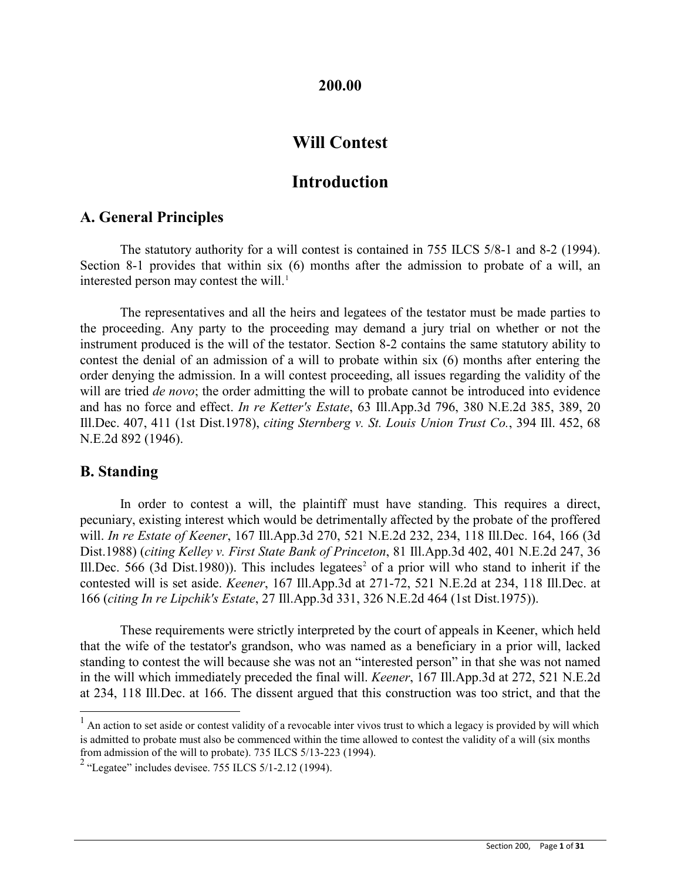# 200.00

# Will Contest

# Introduction

## A. General Principles

The statutory authority for a will contest is contained in 755 ILCS 5/8-1 and 8-2 (1994). Section 8-1 provides that within six (6) months after the admission to probate of a will, an interested person may contest the will.[1]

The representatives and all the heirs and legatees of the testator must be made parties to the proceeding. Any party to the proceeding may demand a jury trial on whether or not the instrument produced is the will of the testator. Section 8-2 contains the same statutory ability to contest the denial of an admission of a will to probate within six (6) months after entering the order denying the admission. In a will contest proceeding, all issues regarding the validity of the will are tried *de novo*; the order admitting the will to probate cannot be introduced into evidence and has no force and effect. *In re Ketter's Estate*, 63 Ill.App.3d 796, 380 N.E.2d 385, 389, 20 Ill.Dec. 407, 411 (1st Dist.1978), *citing Sternberg v. St. Louis Union Trust Co.*, 394 Ill. 452, 68 N.E.2d 892 (1946).

## B. Standing

In order to contest a will, the plaintiff must have standing. This requires a direct, pecuniary, existing interest which would be detrimentally affected by the probate of the proffered will. *In re Estate of Keener*, 167 Ill.App.3d 270, 521 N.E.2d 232, 234, 118 Ill.Dec. 164, 166 (3d Dist.1988) (*citing Kelley v. First State Bank of Princeton*, 81 Ill.App.3d 402, 401 N.E.2d 247, 36 Ill.Dec. 566 (3d Dist.1980)). This includes legatees[2] of a prior will who stand to inherit if the contested will is set aside. *Keener*, 167 Ill.App.3d at 271-72, 521 N.E.2d at 234, 118 Ill.Dec. at 166 (*citing In re Lipchik's Estate*, 27 Ill.App.3d 331, 326 N.E.2d 464 (1st Dist.1975)).

These requirements were strictly interpreted by the court of appeals in Keener, which held that the wife of the testator's grandson, who was named as a beneficiary in a prior will, lacked standing to contest the will because she was not an "interested person" in that she was not named in the will which immediately preceded the final will. *Keener*, 167 Ill.App.3d at 272, 521 N.E.2d at 234, 118 Ill.Dec. at 166. The dissent argued that this construction was too strict, and that the

---

[1] An action to set aside or contest validity of a revocable inter vivos trust to which a legacy is provided by will which is admitted to probate must also be commenced within the time allowed to contest the validity of a will (six months from admission of the will to probate). 735 ILCS 5/13-223 (1994).

[2] "Legatee" includes devisee. 755 ILCS 5/1-2.12 (1994).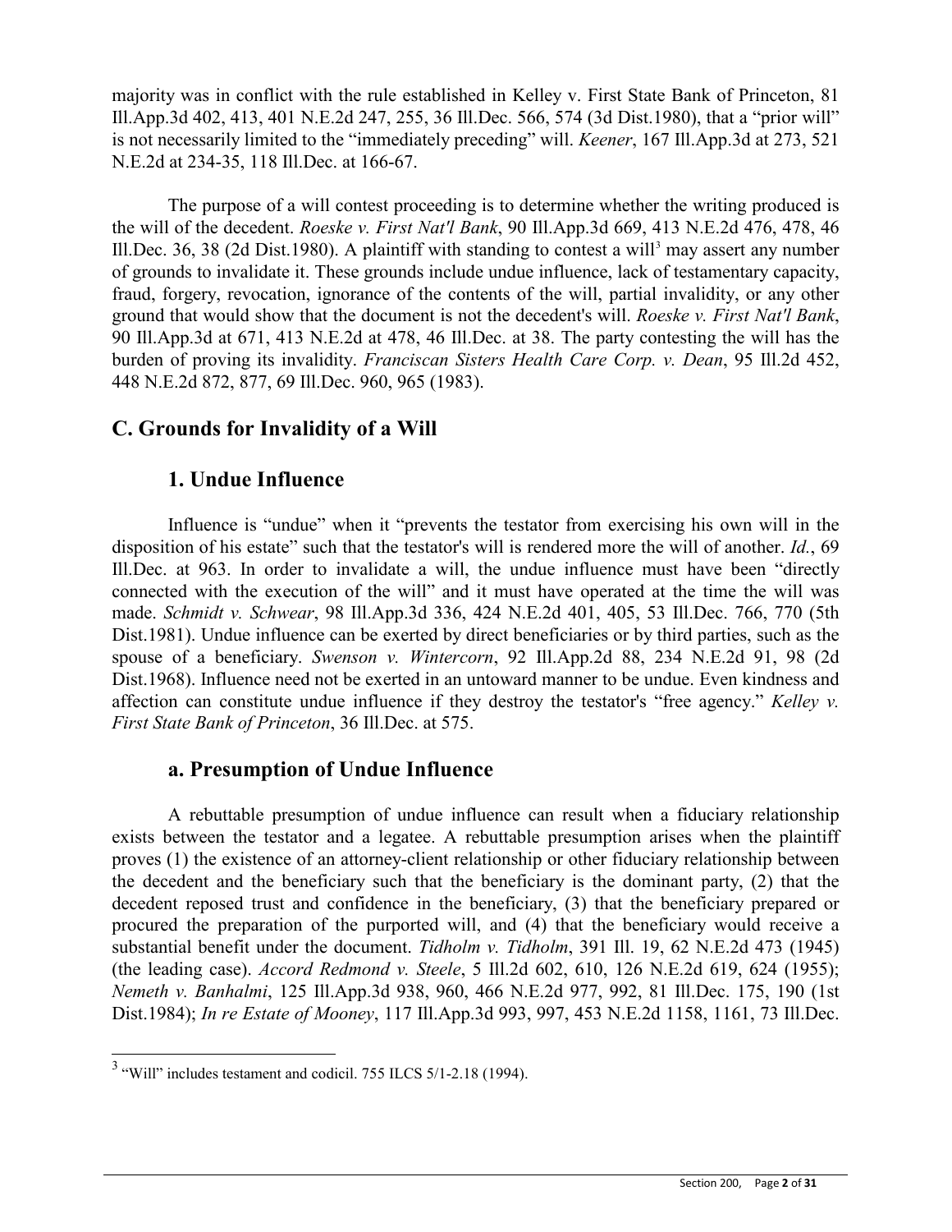majority was in conflict with the rule established in Kelley v. First State Bank of Princeton, 81 Ill.App.3d 402, 413, 401 N.E.2d 247, 255, 36 Ill.Dec. 566, 574 (3d Dist.1980), that a "prior will" is not necessarily limited to the "immediately preceding" will. *Keener*, 167 Ill.App.3d at 273, 521 N.E.2d at 234-35, 118 Ill.Dec. at 166-67.

The purpose of a will contest proceeding is to determine whether the writing produced is the will of the decedent. *Roeske v. First Nat'l Bank*, 90 Ill.App.3d 669, 413 N.E.2d 476, 478, 46 Ill.Dec. 36, 38 (2d Dist.1980). A plaintiff with standing to contest a will[3] may assert any number of grounds to invalidate it. These grounds include undue influence, lack of testamentary capacity, fraud, forgery, revocation, ignorance of the contents of the will, partial invalidity, or any other ground that would show that the document is not the decedent's will. *Roeske v. First Nat'l Bank*, 90 Ill.App.3d at 671, 413 N.E.2d at 478, 46 Ill.Dec. at 38. The party contesting the will has the burden of proving its invalidity. *Franciscan Sisters Health Care Corp. v. Dean*, 95 Ill.2d 452, 448 N.E.2d 872, 877, 69 Ill.Dec. 960, 965 (1983).

## C. Grounds for Invalidity of a Will

### 1. Undue Influence

Influence is "undue" when it "prevents the testator from exercising his own will in the disposition of his estate" such that the testator's will is rendered more the will of another. *Id.*, 69 Ill.Dec. at 963. In order to invalidate a will, the undue influence must have been "directly connected with the execution of the will" and it must have operated at the time the will was made. *Schmidt v. Schwear*, 98 Ill.App.3d 336, 424 N.E.2d 401, 405, 53 Ill.Dec. 766, 770 (5th Dist.1981). Undue influence can be exerted by direct beneficiaries or by third parties, such as the spouse of a beneficiary. *Swenson v. Wintercorn*, 92 Ill.App.2d 88, 234 N.E.2d 91, 98 (2d Dist.1968). Influence need not be exerted in an untoward manner to be undue. Even kindness and affection can constitute undue influence if they destroy the testator's "free agency." *Kelley v. First State Bank of Princeton*, 36 Ill.Dec. at 575.

### a. Presumption of Undue Influence

A rebuttable presumption of undue influence can result when a fiduciary relationship exists between the testator and a legatee. A rebuttable presumption arises when the plaintiff proves (1) the existence of an attorney-client relationship or other fiduciary relationship between the decedent and the beneficiary such that the beneficiary is the dominant party, (2) that the decedent reposed trust and confidence in the beneficiary, (3) that the beneficiary prepared or procured the preparation of the purported will, and (4) that the beneficiary would receive a substantial benefit under the document. *Tidholm v. Tidholm*, 391 Ill. 19, 62 N.E.2d 473 (1945) (the leading case). *Accord Redmond v. Steele*, 5 Ill.2d 602, 610, 126 N.E.2d 619, 624 (1955); *Nemeth v. Banhalmi*, 125 Ill.App.3d 938, 960, 466 N.E.2d 977, 992, 81 Ill.Dec. 175, 190 (1st Dist.1984); *In re Estate of Mooney*, 117 Ill.App.3d 993, 997, 453 N.E.2d 1158, 1161, 73 Ill.Dec.

---

[3] "Will" includes testament and codicil. 755 ILCS 5/1-2.18 (1994).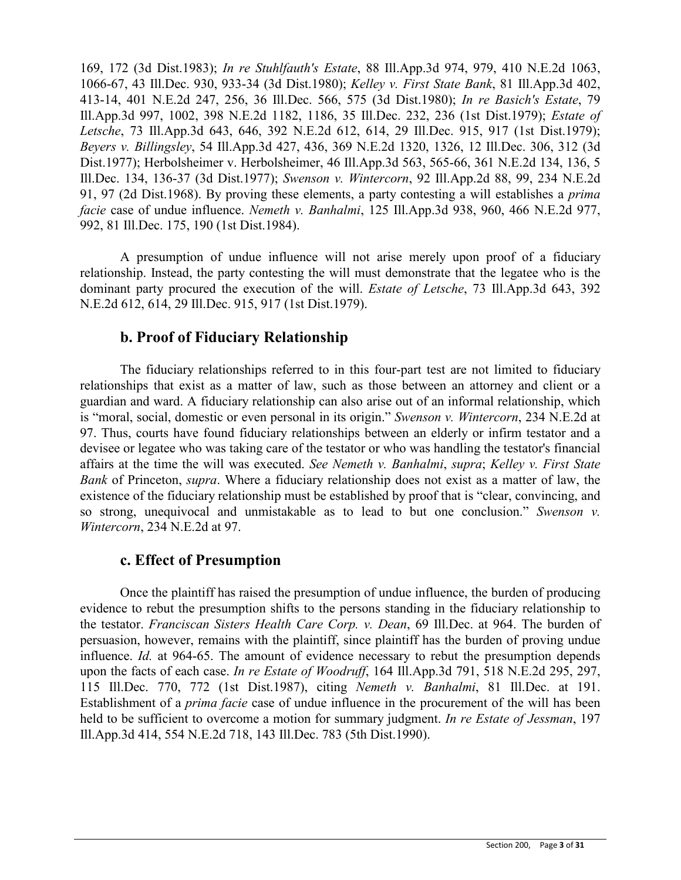169, 172 (3d Dist.1983); *In re Stuhlfauth's Estate*, 88 Ill.App.3d 974, 979, 410 N.E.2d 1063, 1066-67, 43 Ill.Dec. 930, 933-34 (3d Dist.1980); *Kelley v. First State Bank*, 81 Ill.App.3d 402, 413-14, 401 N.E.2d 247, 256, 36 Ill.Dec. 566, 575 (3d Dist.1980); *In re Basich's Estate*, 79 Ill.App.3d 997, 1002, 398 N.E.2d 1182, 1186, 35 Ill.Dec. 232, 236 (1st Dist.1979); *Estate of Letsche*, 73 Ill.App.3d 643, 646, 392 N.E.2d 612, 614, 29 Ill.Dec. 915, 917 (1st Dist.1979); *Beyers v. Billingsley*, 54 Ill.App.3d 427, 436, 369 N.E.2d 1320, 1326, 12 Ill.Dec. 306, 312 (3d Dist.1977); Herbolsheimer v. Herbolsheimer, 46 Ill.App.3d 563, 565-66, 361 N.E.2d 134, 136, 5 Ill.Dec. 134, 136-37 (3d Dist.1977); *Swenson v. Wintercorn*, 92 Ill.App.2d 88, 99, 234 N.E.2d 91, 97 (2d Dist.1968). By proving these elements, a party contesting a will establishes a *prima facie* case of undue influence. *Nemeth v. Banhalmi*, 125 Ill.App.3d 938, 960, 466 N.E.2d 977, 992, 81 Ill.Dec. 175, 190 (1st Dist.1984).

A presumption of undue influence will not arise merely upon proof of a fiduciary relationship. Instead, the party contesting the will must demonstrate that the legatee who is the dominant party procured the execution of the will. *Estate of Letsche*, 73 Ill.App.3d 643, 392 N.E.2d 612, 614, 29 Ill.Dec. 915, 917 (1st Dist.1979).

### b. Proof of Fiduciary Relationship

The fiduciary relationships referred to in this four-part test are not limited to fiduciary relationships that exist as a matter of law, such as those between an attorney and client or a guardian and ward. A fiduciary relationship can also arise out of an informal relationship, which is "moral, social, domestic or even personal in its origin." *Swenson v. Wintercorn*, 234 N.E.2d at 97. Thus, courts have found fiduciary relationships between an elderly or infirm testator and a devisee or legatee who was taking care of the testator or who was handling the testator's financial affairs at the time the will was executed. *See Nemeth v. Banhalmi*, *supra*; *Kelley v. First State Bank* of Princeton, *supra*. Where a fiduciary relationship does not exist as a matter of law, the existence of the fiduciary relationship must be established by proof that is "clear, convincing, and so strong, unequivocal and unmistakable as to lead to but one conclusion." *Swenson v. Wintercorn*, 234 N.E.2d at 97.

### c. Effect of Presumption

Once the plaintiff has raised the presumption of undue influence, the burden of producing evidence to rebut the presumption shifts to the persons standing in the fiduciary relationship to the testator. *Franciscan Sisters Health Care Corp. v. Dean*, 69 Ill.Dec. at 964. The burden of persuasion, however, remains with the plaintiff, since plaintiff has the burden of proving undue influence. *Id.* at 964-65. The amount of evidence necessary to rebut the presumption depends upon the facts of each case. *In re Estate of Woodruff*, 164 Ill.App.3d 791, 518 N.E.2d 295, 297, 115 Ill.Dec. 770, 772 (1st Dist.1987), citing *Nemeth v. Banhalmi*, 81 Ill.Dec. at 191. Establishment of a *prima facie* case of undue influence in the procurement of the will has been held to be sufficient to overcome a motion for summary judgment. *In re Estate of Jessman*, 197 Ill.App.3d 414, 554 N.E.2d 718, 143 Ill.Dec. 783 (5th Dist.1990).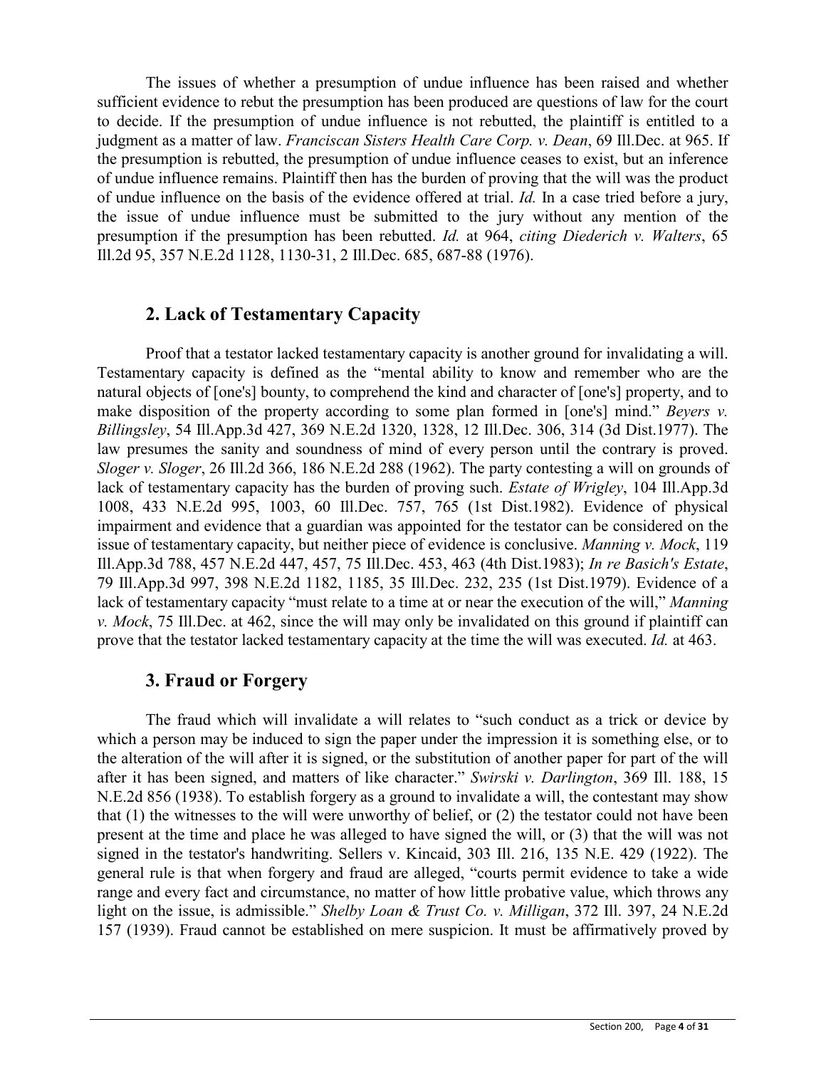The issues of whether a presumption of undue influence has been raised and whether sufficient evidence to rebut the presumption has been produced are questions of law for the court to decide. If the presumption of undue influence is not rebutted, the plaintiff is entitled to a judgment as a matter of law. *Franciscan Sisters Health Care Corp. v. Dean*, 69 Ill.Dec. at 965. If the presumption is rebutted, the presumption of undue influence ceases to exist, but an inference of undue influence remains. Plaintiff then has the burden of proving that the will was the product of undue influence on the basis of the evidence offered at trial. *Id.* In a case tried before a jury, the issue of undue influence must be submitted to the jury without any mention of the presumption if the presumption has been rebutted. *Id.* at 964, *citing Diederich v. Walters*, 65 Ill.2d 95, 357 N.E.2d 1128, 1130-31, 2 Ill.Dec. 685, 687-88 (1976).

## 2. Lack of Testamentary Capacity

Proof that a testator lacked testamentary capacity is another ground for invalidating a will. Testamentary capacity is defined as the "mental ability to know and remember who are the natural objects of [one's] bounty, to comprehend the kind and character of [one's] property, and to make disposition of the property according to some plan formed in [one's] mind." *Beyers v. Billingsley*, 54 Ill.App.3d 427, 369 N.E.2d 1320, 1328, 12 Ill.Dec. 306, 314 (3d Dist.1977). The law presumes the sanity and soundness of mind of every person until the contrary is proved. *Sloger v. Sloger*, 26 Ill.2d 366, 186 N.E.2d 288 (1962). The party contesting a will on grounds of lack of testamentary capacity has the burden of proving such. *Estate of Wrigley*, 104 Ill.App.3d 1008, 433 N.E.2d 995, 1003, 60 Ill.Dec. 757, 765 (1st Dist.1982). Evidence of physical impairment and evidence that a guardian was appointed for the testator can be considered on the issue of testamentary capacity, but neither piece of evidence is conclusive. *Manning v. Mock*, 119 Ill.App.3d 788, 457 N.E.2d 447, 457, 75 Ill.Dec. 453, 463 (4th Dist.1983); *In re Basich's Estate*, 79 Ill.App.3d 997, 398 N.E.2d 1182, 1185, 35 Ill.Dec. 232, 235 (1st Dist.1979). Evidence of a lack of testamentary capacity "must relate to a time at or near the execution of the will," *Manning v. Mock*, 75 Ill.Dec. at 462, since the will may only be invalidated on this ground if plaintiff can prove that the testator lacked testamentary capacity at the time the will was executed. *Id.* at 463.

## 3. Fraud or Forgery

The fraud which will invalidate a will relates to "such conduct as a trick or device by which a person may be induced to sign the paper under the impression it is something else, or to the alteration of the will after it is signed, or the substitution of another paper for part of the will after it has been signed, and matters of like character." *Swirski v. Darlington*, 369 Ill. 188, 15 N.E.2d 856 (1938). To establish forgery as a ground to invalidate a will, the contestant may show that (1) the witnesses to the will were unworthy of belief, or (2) the testator could not have been present at the time and place he was alleged to have signed the will, or (3) that the will was not signed in the testator's handwriting. Sellers v. Kincaid, 303 Ill. 216, 135 N.E. 429 (1922). The general rule is that when forgery and fraud are alleged, "courts permit evidence to take a wide range and every fact and circumstance, no matter of how little probative value, which throws any light on the issue, is admissible." *Shelby Loan & Trust Co. v. Milligan*, 372 Ill. 397, 24 N.E.2d 157 (1939). Fraud cannot be established on mere suspicion. It must be affirmatively proved by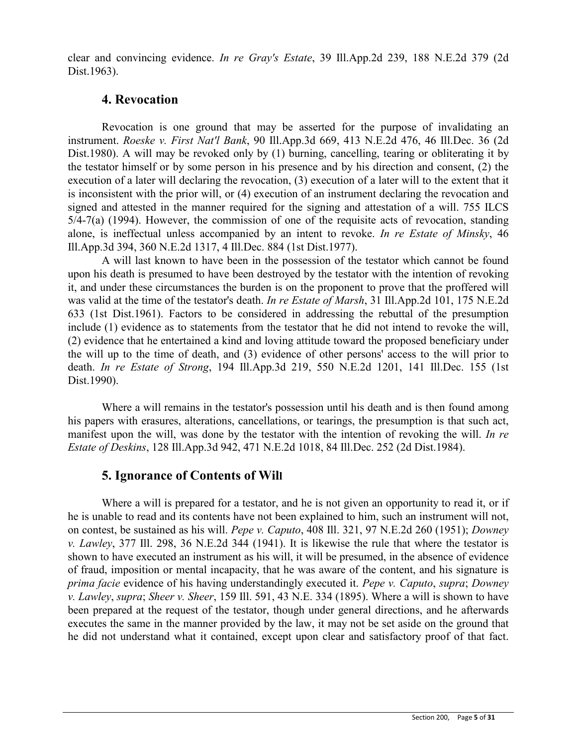clear and convincing evidence. *In re Gray's Estate*, 39 Ill.App.2d 239, 188 N.E.2d 379 (2d Dist.1963).

### 4. Revocation

Revocation is one ground that may be asserted for the purpose of invalidating an instrument. *Roeske v. First Nat'l Bank*, 90 Ill.App.3d 669, 413 N.E.2d 476, 46 Ill.Dec. 36 (2d Dist.1980). A will may be revoked only by (1) burning, cancelling, tearing or obliterating it by the testator himself or by some person in his presence and by his direction and consent, (2) the execution of a later will declaring the revocation, (3) execution of a later will to the extent that it is inconsistent with the prior will, or (4) execution of an instrument declaring the revocation and signed and attested in the manner required for the signing and attestation of a will. 755 ILCS 5/4-7(a) (1994). However, the commission of one of the requisite acts of revocation, standing alone, is ineffectual unless accompanied by an intent to revoke. *In re Estate of Minsky*, 46 Ill.App.3d 394, 360 N.E.2d 1317, 4 Ill.Dec. 884 (1st Dist.1977).

A will last known to have been in the possession of the testator which cannot be found upon his death is presumed to have been destroyed by the testator with the intention of revoking it, and under these circumstances the burden is on the proponent to prove that the proffered will was valid at the time of the testator's death. *In re Estate of Marsh*, 31 Ill.App.2d 101, 175 N.E.2d 633 (1st Dist.1961). Factors to be considered in addressing the rebuttal of the presumption include (1) evidence as to statements from the testator that he did not intend to revoke the will, (2) evidence that he entertained a kind and loving attitude toward the proposed beneficiary under the will up to the time of death, and (3) evidence of other persons' access to the will prior to death. *In re Estate of Strong*, 194 Ill.App.3d 219, 550 N.E.2d 1201, 141 Ill.Dec. 155 (1st Dist.1990).

Where a will remains in the testator's possession until his death and is then found among his papers with erasures, alterations, cancellations, or tearings, the presumption is that such act, manifest upon the will, was done by the testator with the intention of revoking the will. *In re Estate of Deskins*, 128 Ill.App.3d 942, 471 N.E.2d 1018, 84 Ill.Dec. 252 (2d Dist.1984).

### 5. Ignorance of Contents of Will

Where a will is prepared for a testator, and he is not given an opportunity to read it, or if he is unable to read and its contents have not been explained to him, such an instrument will not, on contest, be sustained as his will. *Pepe v. Caputo*, 408 Ill. 321, 97 N.E.2d 260 (1951); *Downey v. Lawley*, 377 Ill. 298, 36 N.E.2d 344 (1941). It is likewise the rule that where the testator is shown to have executed an instrument as his will, it will be presumed, in the absence of evidence of fraud, imposition or mental incapacity, that he was aware of the content, and his signature is *prima facie* evidence of his having understandingly executed it. *Pepe v. Caputo*, *supra*; *Downey v. Lawley*, *supra*; *Sheer v. Sheer*, 159 Ill. 591, 43 N.E. 334 (1895). Where a will is shown to have been prepared at the request of the testator, though under general directions, and he afterwards executes the same in the manner provided by the law, it may not be set aside on the ground that he did not understand what it contained, except upon clear and satisfactory proof of that fact.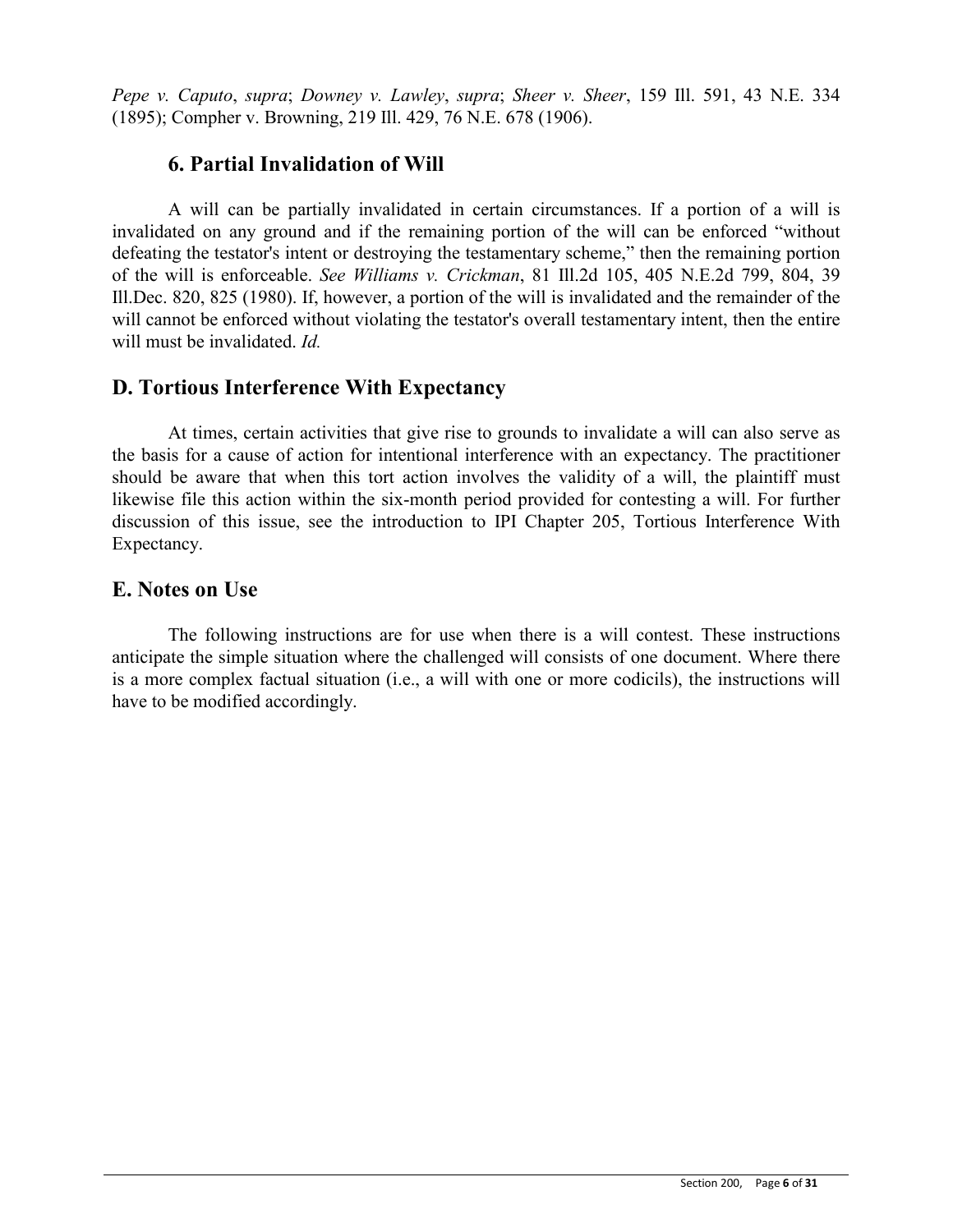*Pepe v. Caputo*, *supra*; *Downey v. Lawley*, *supra*; *Sheer v. Sheer*, 159 Ill. 591, 43 N.E. 334 (1895); Compher v. Browning, 219 Ill. 429, 76 N.E. 678 (1906).

### 6. Partial Invalidation of Will

A will can be partially invalidated in certain circumstances. If a portion of a will is invalidated on any ground and if the remaining portion of the will can be enforced "without defeating the testator's intent or destroying the testamentary scheme," then the remaining portion of the will is enforceable. *See Williams v. Crickman*, 81 Ill.2d 105, 405 N.E.2d 799, 804, 39 Ill.Dec. 820, 825 (1980). If, however, a portion of the will is invalidated and the remainder of the will cannot be enforced without violating the testator's overall testamentary intent, then the entire will must be invalidated. *Id.*

## D. Tortious Interference With Expectancy

At times, certain activities that give rise to grounds to invalidate a will can also serve as the basis for a cause of action for intentional interference with an expectancy. The practitioner should be aware that when this tort action involves the validity of a will, the plaintiff must likewise file this action within the six-month period provided for contesting a will. For further discussion of this issue, see the introduction to IPI Chapter 205, Tortious Interference With Expectancy.

## E. Notes on Use

The following instructions are for use when there is a will contest. These instructions anticipate the simple situation where the challenged will consists of one document. Where there is a more complex factual situation (i.e., a will with one or more codicils), the instructions will have to be modified accordingly.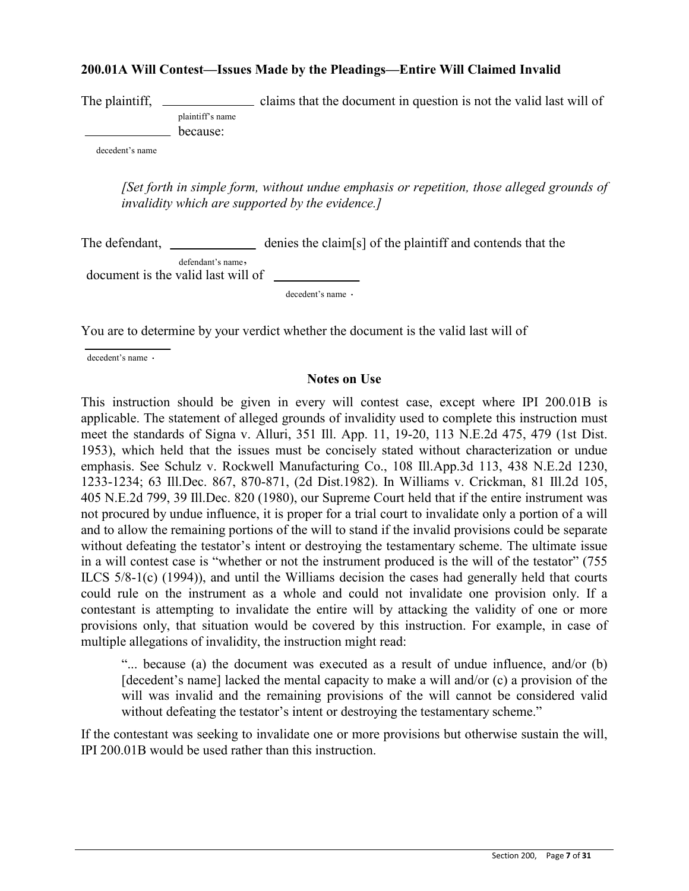### 200.01A Will Contest—Issues Made by the Pleadings—Entire Will Claimed Invalid

The plaintiff, ______________ claims that the document in question is not the valid last will of
plaintiff's name
______________ because:
decedent's name

*[Set forth in simple form, without undue emphasis or repetition, those alleged grounds of invalidity which are supported by the evidence.]*

The defendant, ______________ denies the claim[s] of the plaintiff and contends that the
defendant's name,
document is the valid last will of ______________
decedent's name .

You are to determine by your verdict whether the document is the valid last will of
______________
decedent's name .

#### Notes on Use

This instruction should be given in every will contest case, except where IPI 200.01B is applicable. The statement of alleged grounds of invalidity used to complete this instruction must meet the standards of Signa v. Alluri, 351 Ill. App. 11, 19-20, 113 N.E.2d 475, 479 (1st Dist. 1953), which held that the issues must be concisely stated without characterization or undue emphasis. See Schulz v. Rockwell Manufacturing Co., 108 Ill.App.3d 113, 438 N.E.2d 1230, 1233-1234; 63 Ill.Dec. 867, 870-871, (2d Dist.1982). In Williams v. Crickman, 81 Ill.2d 105, 405 N.E.2d 799, 39 Ill.Dec. 820 (1980), our Supreme Court held that if the entire instrument was not procured by undue influence, it is proper for a trial court to invalidate only a portion of a will and to allow the remaining portions of the will to stand if the invalid provisions could be separate without defeating the testator's intent or destroying the testamentary scheme. The ultimate issue in a will contest case is "whether or not the instrument produced is the will of the testator" (755 ILCS 5/8-1(c) (1994)), and until the Williams decision the cases had generally held that courts could rule on the instrument as a whole and could not invalidate one provision only. If a contestant is attempting to invalidate the entire will by attacking the validity of one or more provisions only, that situation would be covered by this instruction. For example, in case of multiple allegations of invalidity, the instruction might read:

> "... because (a) the document was executed as a result of undue influence, and/or (b) [decedent's name] lacked the mental capacity to make a will and/or (c) a provision of the will was invalid and the remaining provisions of the will cannot be considered valid without defeating the testator's intent or destroying the testamentary scheme."

If the contestant was seeking to invalidate one or more provisions but otherwise sustain the will, IPI 200.01B would be used rather than this instruction.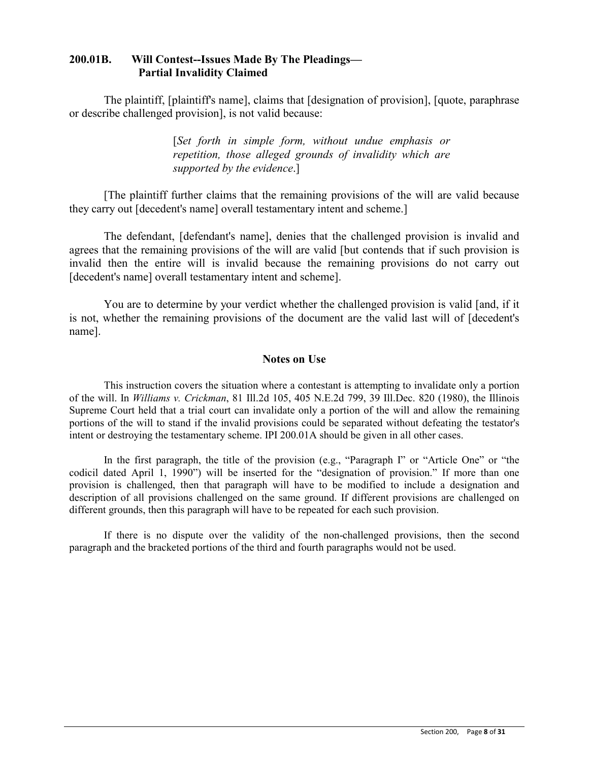### 200.01B. Will Contest--Issues Made By The Pleadings— Partial Invalidity Claimed

The plaintiff, [plaintiff's name], claims that [designation of provision], [quote, paraphrase or describe challenged provision], is not valid because:

> [*Set forth in simple form, without undue emphasis or repetition, those alleged grounds of invalidity which are supported by the evidence*.]

[The plaintiff further claims that the remaining provisions of the will are valid because they carry out [decedent's name] overall testamentary intent and scheme.]

The defendant, [defendant's name], denies that the challenged provision is invalid and agrees that the remaining provisions of the will are valid [but contends that if such provision is invalid then the entire will is invalid because the remaining provisions do not carry out [decedent's name] overall testamentary intent and scheme].

You are to determine by your verdict whether the challenged provision is valid [and, if it is not, whether the remaining provisions of the document are the valid last will of [decedent's name].

#### Notes on Use

This instruction covers the situation where a contestant is attempting to invalidate only a portion of the will. In *Williams v. Crickman*, 81 Ill.2d 105, 405 N.E.2d 799, 39 Ill.Dec. 820 (1980), the Illinois Supreme Court held that a trial court can invalidate only a portion of the will and allow the remaining portions of the will to stand if the invalid provisions could be separated without defeating the testator's intent or destroying the testamentary scheme. IPI 200.01A should be given in all other cases.

In the first paragraph, the title of the provision (e.g., "Paragraph I" or "Article One" or "the codicil dated April 1, 1990") will be inserted for the "designation of provision." If more than one provision is challenged, then that paragraph will have to be modified to include a designation and description of all provisions challenged on the same ground. If different provisions are challenged on different grounds, then this paragraph will have to be repeated for each such provision.

If there is no dispute over the validity of the non-challenged provisions, then the second paragraph and the bracketed portions of the third and fourth paragraphs would not be used.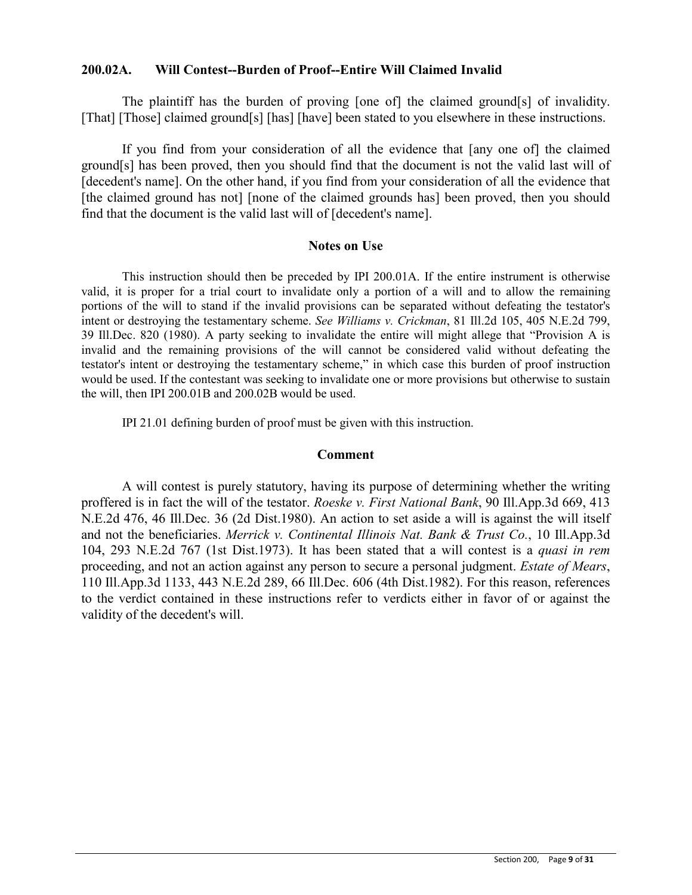### 200.02A. Will Contest--Burden of Proof--Entire Will Claimed Invalid

The plaintiff has the burden of proving [one of] the claimed ground[s] of invalidity. [That] [Those] claimed ground[s] [has] [have] been stated to you elsewhere in these instructions.

If you find from your consideration of all the evidence that [any one of] the claimed ground[s] has been proved, then you should find that the document is not the valid last will of [decedent's name]. On the other hand, if you find from your consideration of all the evidence that [the claimed ground has not] [none of the claimed grounds has] been proved, then you should find that the document is the valid last will of [decedent's name].

#### Notes on Use

This instruction should then be preceded by IPI 200.01A. If the entire instrument is otherwise valid, it is proper for a trial court to invalidate only a portion of a will and to allow the remaining portions of the will to stand if the invalid provisions can be separated without defeating the testator's intent or destroying the testamentary scheme. *See Williams v. Crickman*, 81 Ill.2d 105, 405 N.E.2d 799, 39 Ill.Dec. 820 (1980). A party seeking to invalidate the entire will might allege that "Provision A is invalid and the remaining provisions of the will cannot be considered valid without defeating the testator's intent or destroying the testamentary scheme," in which case this burden of proof instruction would be used. If the contestant was seeking to invalidate one or more provisions but otherwise to sustain the will, then IPI 200.01B and 200.02B would be used.

IPI 21.01 defining burden of proof must be given with this instruction.

#### Comment

A will contest is purely statutory, having its purpose of determining whether the writing proffered is in fact the will of the testator. *Roeske v. First National Bank*, 90 Ill.App.3d 669, 413 N.E.2d 476, 46 Ill.Dec. 36 (2d Dist.1980). An action to set aside a will is against the will itself and not the beneficiaries. *Merrick v. Continental Illinois Nat. Bank & Trust Co.*, 10 Ill.App.3d 104, 293 N.E.2d 767 (1st Dist.1973). It has been stated that a will contest is a *quasi in rem* proceeding, and not an action against any person to secure a personal judgment. *Estate of Mears*, 110 Ill.App.3d 1133, 443 N.E.2d 289, 66 Ill.Dec. 606 (4th Dist.1982). For this reason, references to the verdict contained in these instructions refer to verdicts either in favor of or against the validity of the decedent's will.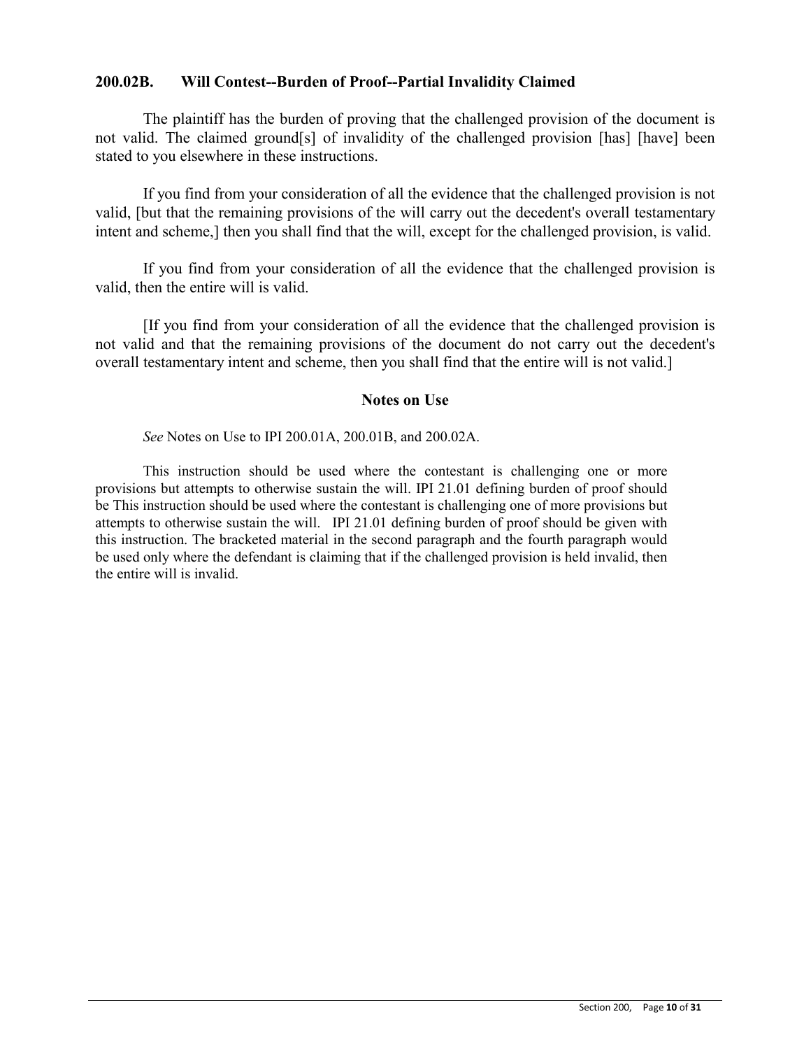### 200.02B. Will Contest--Burden of Proof--Partial Invalidity Claimed

The plaintiff has the burden of proving that the challenged provision of the document is not valid. The claimed ground[s] of invalidity of the challenged provision [has] [have] been stated to you elsewhere in these instructions.

If you find from your consideration of all the evidence that the challenged provision is not valid, [but that the remaining provisions of the will carry out the decedent's overall testamentary intent and scheme,] then you shall find that the will, except for the challenged provision, is valid.

If you find from your consideration of all the evidence that the challenged provision is valid, then the entire will is valid.

[If you find from your consideration of all the evidence that the challenged provision is not valid and that the remaining provisions of the document do not carry out the decedent's overall testamentary intent and scheme, then you shall find that the entire will is not valid.]

#### Notes on Use

*See* Notes on Use to IPI 200.01A, 200.01B, and 200.02A.

This instruction should be used where the contestant is challenging one or more provisions but attempts to otherwise sustain the will. IPI 21.01 defining burden of proof should be This instruction should be used where the contestant is challenging one of more provisions but attempts to otherwise sustain the will. IPI 21.01 defining burden of proof should be given with this instruction. The bracketed material in the second paragraph and the fourth paragraph would be used only where the defendant is claiming that if the challenged provision is held invalid, then the entire will is invalid.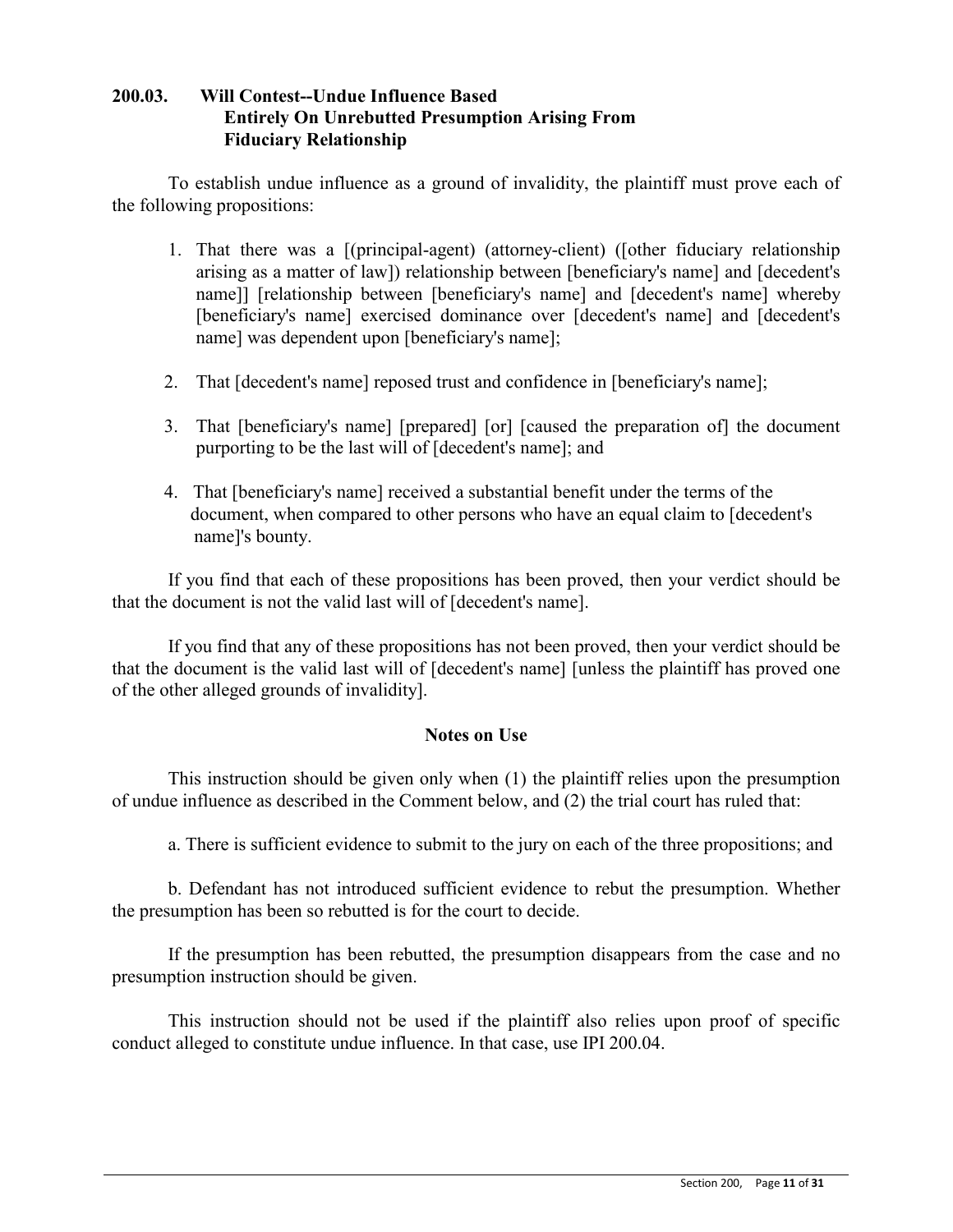## 200.03. Will Contest--Undue Influence Based Entirely On Unrebutted Presumption Arising From Fiduciary Relationship

To establish undue influence as a ground of invalidity, the plaintiff must prove each of the following propositions:

1. That there was a [(principal-agent) (attorney-client) ([other fiduciary relationship arising as a matter of law]) relationship between [beneficiary's name] and [decedent's name]] [relationship between [beneficiary's name] and [decedent's name] whereby [beneficiary's name] exercised dominance over [decedent's name] and [decedent's name] was dependent upon [beneficiary's name];

2. That [decedent's name] reposed trust and confidence in [beneficiary's name];

3. That [beneficiary's name] [prepared] [or] [caused the preparation of] the document purporting to be the last will of [decedent's name]; and

4. That [beneficiary's name] received a substantial benefit under the terms of the document, when compared to other persons who have an equal claim to [decedent's name]'s bounty.

If you find that each of these propositions has been proved, then your verdict should be that the document is not the valid last will of [decedent's name].

If you find that any of these propositions has not been proved, then your verdict should be that the document is the valid last will of [decedent's name] [unless the plaintiff has proved one of the other alleged grounds of invalidity].

### Notes on Use

This instruction should be given only when (1) the plaintiff relies upon the presumption of undue influence as described in the Comment below, and (2) the trial court has ruled that:

a. There is sufficient evidence to submit to the jury on each of the three propositions; and

b. Defendant has not introduced sufficient evidence to rebut the presumption. Whether the presumption has been so rebutted is for the court to decide.

If the presumption has been rebutted, the presumption disappears from the case and no presumption instruction should be given.

This instruction should not be used if the plaintiff also relies upon proof of specific conduct alleged to constitute undue influence. In that case, use IPI 200.04.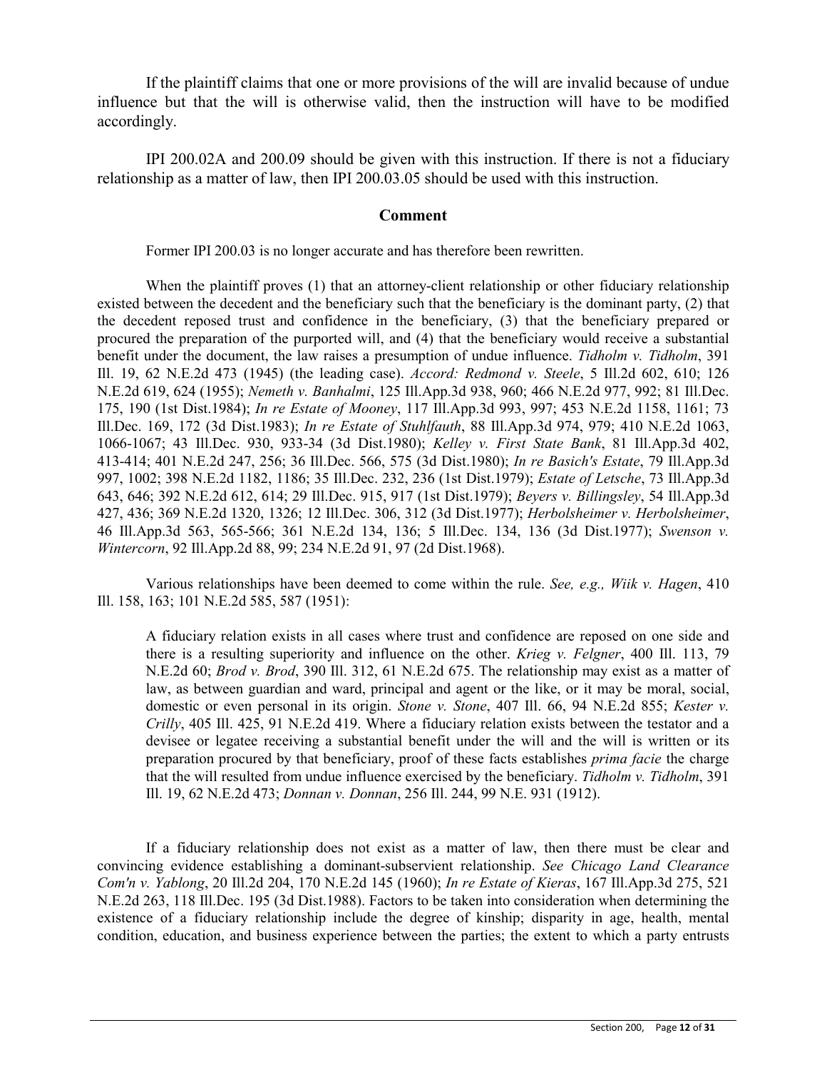If the plaintiff claims that one or more provisions of the will are invalid because of undue influence but that the will is otherwise valid, then the instruction will have to be modified accordingly.

IPI 200.02A and 200.09 should be given with this instruction. If there is not a fiduciary relationship as a matter of law, then IPI 200.03.05 should be used with this instruction.

## Comment

Former IPI 200.03 is no longer accurate and has therefore been rewritten.

When the plaintiff proves (1) that an attorney-client relationship or other fiduciary relationship existed between the decedent and the beneficiary such that the beneficiary is the dominant party, (2) that the decedent reposed trust and confidence in the beneficiary, (3) that the beneficiary prepared or procured the preparation of the purported will, and (4) that the beneficiary would receive a substantial benefit under the document, the law raises a presumption of undue influence. *Tidholm v. Tidholm*, 391 Ill. 19, 62 N.E.2d 473 (1945) (the leading case). *Accord: Redmond v. Steele*, 5 Ill.2d 602, 610; 126 N.E.2d 619, 624 (1955); *Nemeth v. Banhalmi*, 125 Ill.App.3d 938, 960; 466 N.E.2d 977, 992; 81 Ill.Dec. 175, 190 (1st Dist.1984); *In re Estate of Mooney*, 117 Ill.App.3d 993, 997; 453 N.E.2d 1158, 1161; 73 Ill.Dec. 169, 172 (3d Dist.1983); *In re Estate of Stuhlfauth*, 88 Ill.App.3d 974, 979; 410 N.E.2d 1063, 1066-1067; 43 Ill.Dec. 930, 933-34 (3d Dist.1980); *Kelley v. First State Bank*, 81 Ill.App.3d 402, 413-414; 401 N.E.2d 247, 256; 36 Ill.Dec. 566, 575 (3d Dist.1980); *In re Basich's Estate*, 79 Ill.App.3d 997, 1002; 398 N.E.2d 1182, 1186; 35 Ill.Dec. 232, 236 (1st Dist.1979); *Estate of Letsche*, 73 Ill.App.3d 643, 646; 392 N.E.2d 612, 614; 29 Ill.Dec. 915, 917 (1st Dist.1979); *Beyers v. Billingsley*, 54 Ill.App.3d 427, 436; 369 N.E.2d 1320, 1326; 12 Ill.Dec. 306, 312 (3d Dist.1977); *Herbolsheimer v. Herbolsheimer*, 46 Ill.App.3d 563, 565-566; 361 N.E.2d 134, 136; 5 Ill.Dec. 134, 136 (3d Dist.1977); *Swenson v. Wintercorn*, 92 Ill.App.2d 88, 99; 234 N.E.2d 91, 97 (2d Dist.1968).

Various relationships have been deemed to come within the rule. *See, e.g., Wiik v. Hagen*, 410 Ill. 158, 163; 101 N.E.2d 585, 587 (1951):

> A fiduciary relation exists in all cases where trust and confidence are reposed on one side and there is a resulting superiority and influence on the other. *Krieg v. Felgner*, 400 Ill. 113, 79 N.E.2d 60; *Brod v. Brod*, 390 Ill. 312, 61 N.E.2d 675. The relationship may exist as a matter of law, as between guardian and ward, principal and agent or the like, or it may be moral, social, domestic or even personal in its origin. *Stone v. Stone*, 407 Ill. 66, 94 N.E.2d 855; *Kester v. Crilly*, 405 Ill. 425, 91 N.E.2d 419. Where a fiduciary relation exists between the testator and a devisee or legatee receiving a substantial benefit under the will and the will is written or its preparation procured by that beneficiary, proof of these facts establishes *prima facie* the charge that the will resulted from undue influence exercised by the beneficiary. *Tidholm v. Tidholm*, 391 Ill. 19, 62 N.E.2d 473; *Donnan v. Donnan*, 256 Ill. 244, 99 N.E. 931 (1912).

If a fiduciary relationship does not exist as a matter of law, then there must be clear and convincing evidence establishing a dominant-subservient relationship. *See Chicago Land Clearance Com'n v. Yablong*, 20 Ill.2d 204, 170 N.E.2d 145 (1960); *In re Estate of Kieras*, 167 Ill.App.3d 275, 521 N.E.2d 263, 118 Ill.Dec. 195 (3d Dist.1988). Factors to be taken into consideration when determining the existence of a fiduciary relationship include the degree of kinship; disparity in age, health, mental condition, education, and business experience between the parties; the extent to which a party entrusts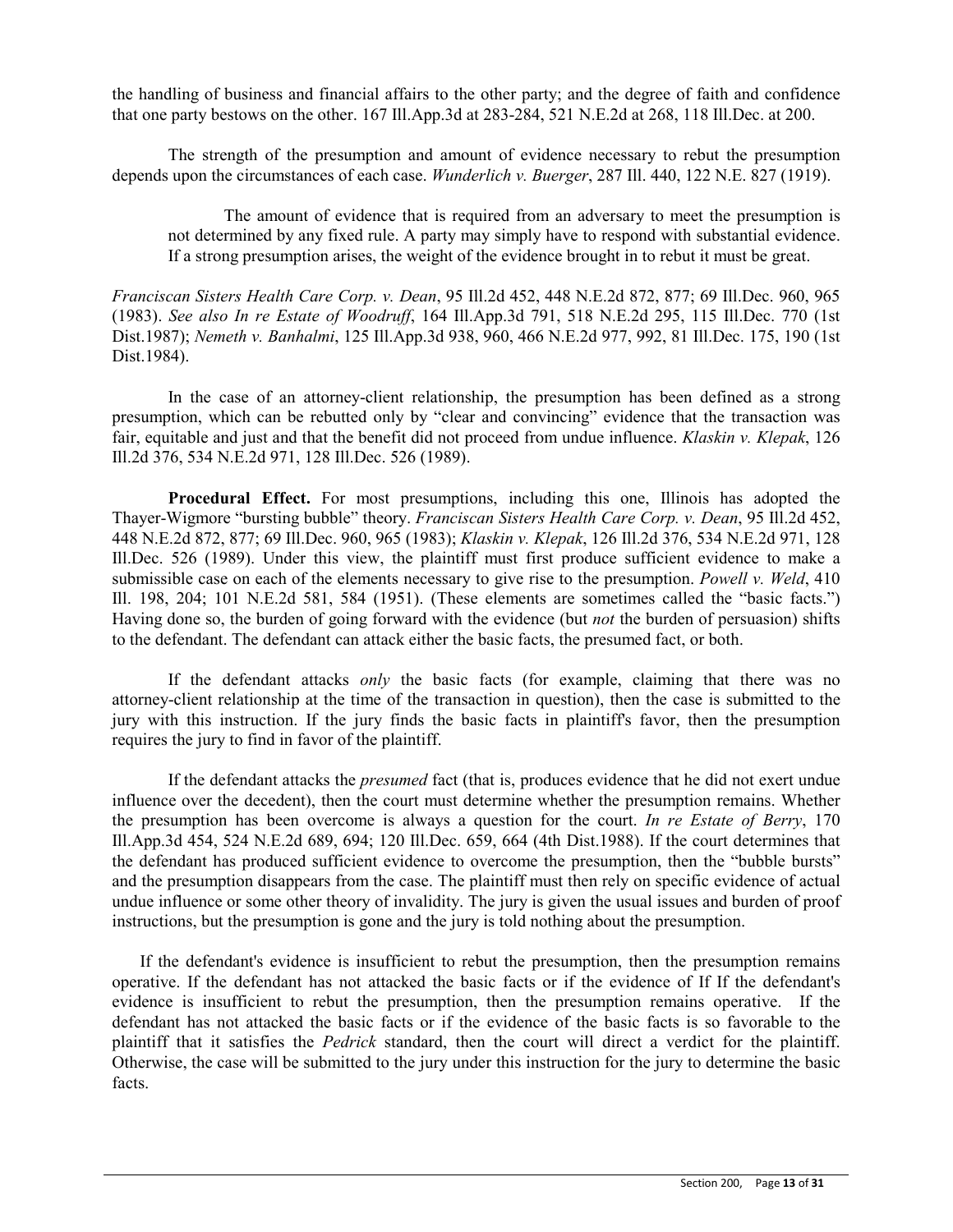the handling of business and financial affairs to the other party; and the degree of faith and confidence that one party bestows on the other. 167 Ill.App.3d at 283-284, 521 N.E.2d at 268, 118 Ill.Dec. at 200.

The strength of the presumption and amount of evidence necessary to rebut the presumption depends upon the circumstances of each case. *Wunderlich v. Buerger*, 287 Ill. 440, 122 N.E. 827 (1919).

> The amount of evidence that is required from an adversary to meet the presumption is not determined by any fixed rule. A party may simply have to respond with substantial evidence. If a strong presumption arises, the weight of the evidence brought in to rebut it must be great.

*Franciscan Sisters Health Care Corp. v. Dean*, 95 Ill.2d 452, 448 N.E.2d 872, 877; 69 Ill.Dec. 960, 965 (1983). *See also In re Estate of Woodruff*, 164 Ill.App.3d 791, 518 N.E.2d 295, 115 Ill.Dec. 770 (1st Dist.1987); *Nemeth v. Banhalmi*, 125 Ill.App.3d 938, 960, 466 N.E.2d 977, 992, 81 Ill.Dec. 175, 190 (1st Dist.1984).

In the case of an attorney-client relationship, the presumption has been defined as a strong presumption, which can be rebutted only by "clear and convincing" evidence that the transaction was fair, equitable and just and that the benefit did not proceed from undue influence. *Klaskin v. Klepak*, 126 Ill.2d 376, 534 N.E.2d 971, 128 Ill.Dec. 526 (1989).

**Procedural Effect.** For most presumptions, including this one, Illinois has adopted the Thayer-Wigmore "bursting bubble" theory. *Franciscan Sisters Health Care Corp. v. Dean*, 95 Ill.2d 452, 448 N.E.2d 872, 877; 69 Ill.Dec. 960, 965 (1983); *Klaskin v. Klepak*, 126 Ill.2d 376, 534 N.E.2d 971, 128 Ill.Dec. 526 (1989). Under this view, the plaintiff must first produce sufficient evidence to make a submissible case on each of the elements necessary to give rise to the presumption. *Powell v. Weld*, 410 Ill. 198, 204; 101 N.E.2d 581, 584 (1951). (These elements are sometimes called the "basic facts.") Having done so, the burden of going forward with the evidence (but *not* the burden of persuasion) shifts to the defendant. The defendant can attack either the basic facts, the presumed fact, or both.

If the defendant attacks *only* the basic facts (for example, claiming that there was no attorney-client relationship at the time of the transaction in question), then the case is submitted to the jury with this instruction. If the jury finds the basic facts in plaintiff's favor, then the presumption requires the jury to find in favor of the plaintiff.

If the defendant attacks the *presumed* fact (that is, produces evidence that he did not exert undue influence over the decedent), then the court must determine whether the presumption remains. Whether the presumption has been overcome is always a question for the court. *In re Estate of Berry*, 170 Ill.App.3d 454, 524 N.E.2d 689, 694; 120 Ill.Dec. 659, 664 (4th Dist.1988). If the court determines that the defendant has produced sufficient evidence to overcome the presumption, then the "bubble bursts" and the presumption disappears from the case. The plaintiff must then rely on specific evidence of actual undue influence or some other theory of invalidity. The jury is given the usual issues and burden of proof instructions, but the presumption is gone and the jury is told nothing about the presumption.

If the defendant's evidence is insufficient to rebut the presumption, then the presumption remains operative. If the defendant has not attacked the basic facts or if the evidence of If If the defendant's evidence is insufficient to rebut the presumption, then the presumption remains operative. If the defendant has not attacked the basic facts or if the evidence of the basic facts is so favorable to the plaintiff that it satisfies the *Pedrick* standard, then the court will direct a verdict for the plaintiff. Otherwise, the case will be submitted to the jury under this instruction for the jury to determine the basic facts.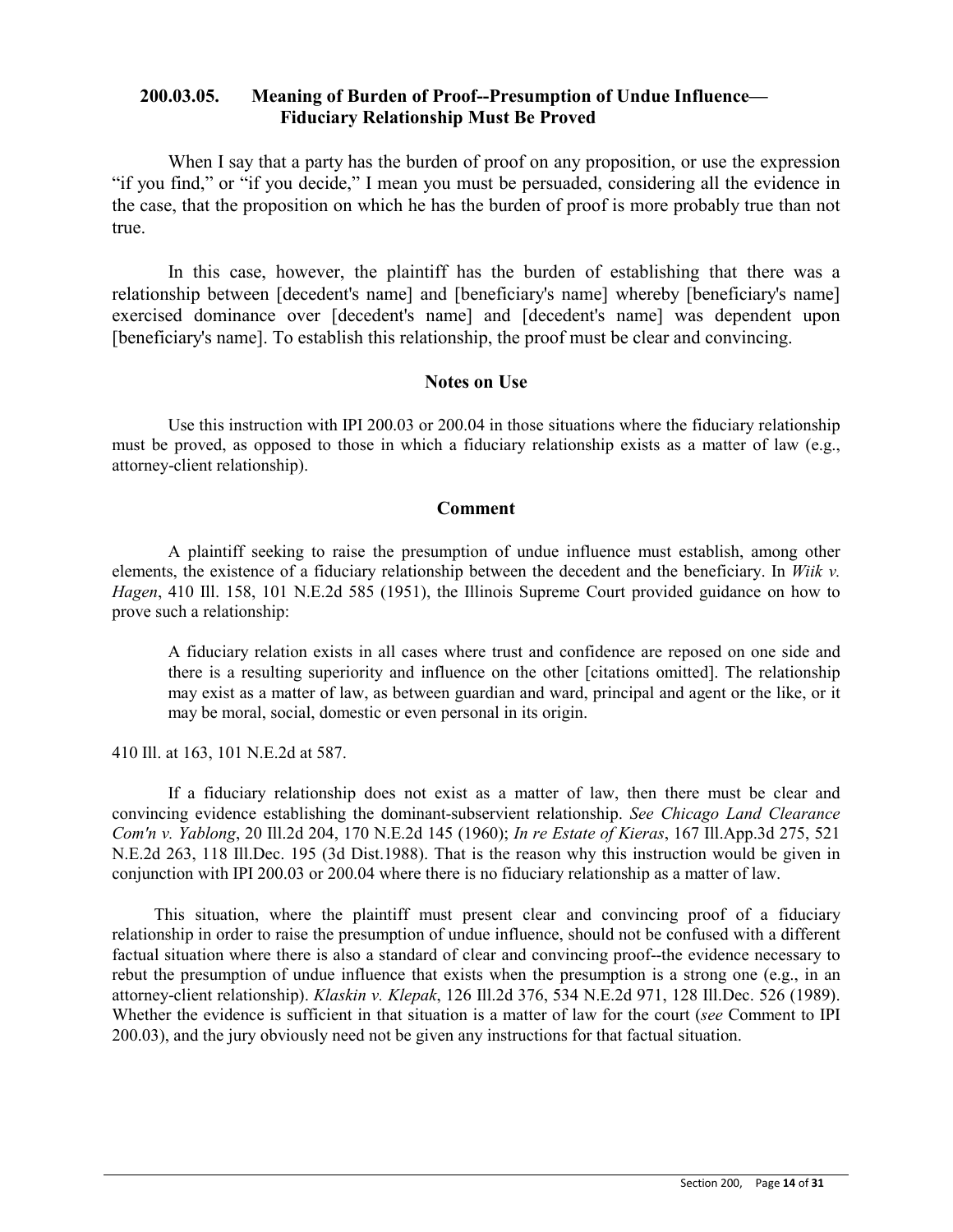## 200.03.05. Meaning of Burden of Proof--Presumption of Undue Influence—Fiduciary Relationship Must Be Proved

When I say that a party has the burden of proof on any proposition, or use the expression "if you find," or "if you decide," I mean you must be persuaded, considering all the evidence in the case, that the proposition on which he has the burden of proof is more probably true than not true.

In this case, however, the plaintiff has the burden of establishing that there was a relationship between [decedent's name] and [beneficiary's name] whereby [beneficiary's name] exercised dominance over [decedent's name] and [decedent's name] was dependent upon [beneficiary's name]. To establish this relationship, the proof must be clear and convincing.

### Notes on Use

Use this instruction with IPI 200.03 or 200.04 in those situations where the fiduciary relationship must be proved, as opposed to those in which a fiduciary relationship exists as a matter of law (e.g., attorney-client relationship).

### Comment

A plaintiff seeking to raise the presumption of undue influence must establish, among other elements, the existence of a fiduciary relationship between the decedent and the beneficiary. In *Wiik v. Hagen*, 410 Ill. 158, 101 N.E.2d 585 (1951), the Illinois Supreme Court provided guidance on how to prove such a relationship:

> A fiduciary relation exists in all cases where trust and confidence are reposed on one side and there is a resulting superiority and influence on the other [citations omitted]. The relationship may exist as a matter of law, as between guardian and ward, principal and agent or the like, or it may be moral, social, domestic or even personal in its origin.

410 Ill. at 163, 101 N.E.2d at 587.

If a fiduciary relationship does not exist as a matter of law, then there must be clear and convincing evidence establishing the dominant-subservient relationship. *See Chicago Land Clearance Com'n v. Yablong*, 20 Ill.2d 204, 170 N.E.2d 145 (1960); *In re Estate of Kieras*, 167 Ill.App.3d 275, 521 N.E.2d 263, 118 Ill.Dec. 195 (3d Dist.1988). That is the reason why this instruction would be given in conjunction with IPI 200.03 or 200.04 where there is no fiduciary relationship as a matter of law.

This situation, where the plaintiff must present clear and convincing proof of a fiduciary relationship in order to raise the presumption of undue influence, should not be confused with a different factual situation where there is also a standard of clear and convincing proof--the evidence necessary to rebut the presumption of undue influence that exists when the presumption is a strong one (e.g., in an attorney-client relationship). *Klaskin v. Klepak*, 126 Ill.2d 376, 534 N.E.2d 971, 128 Ill.Dec. 526 (1989). Whether the evidence is sufficient in that situation is a matter of law for the court (*see* Comment to IPI 200.03), and the jury obviously need not be given any instructions for that factual situation.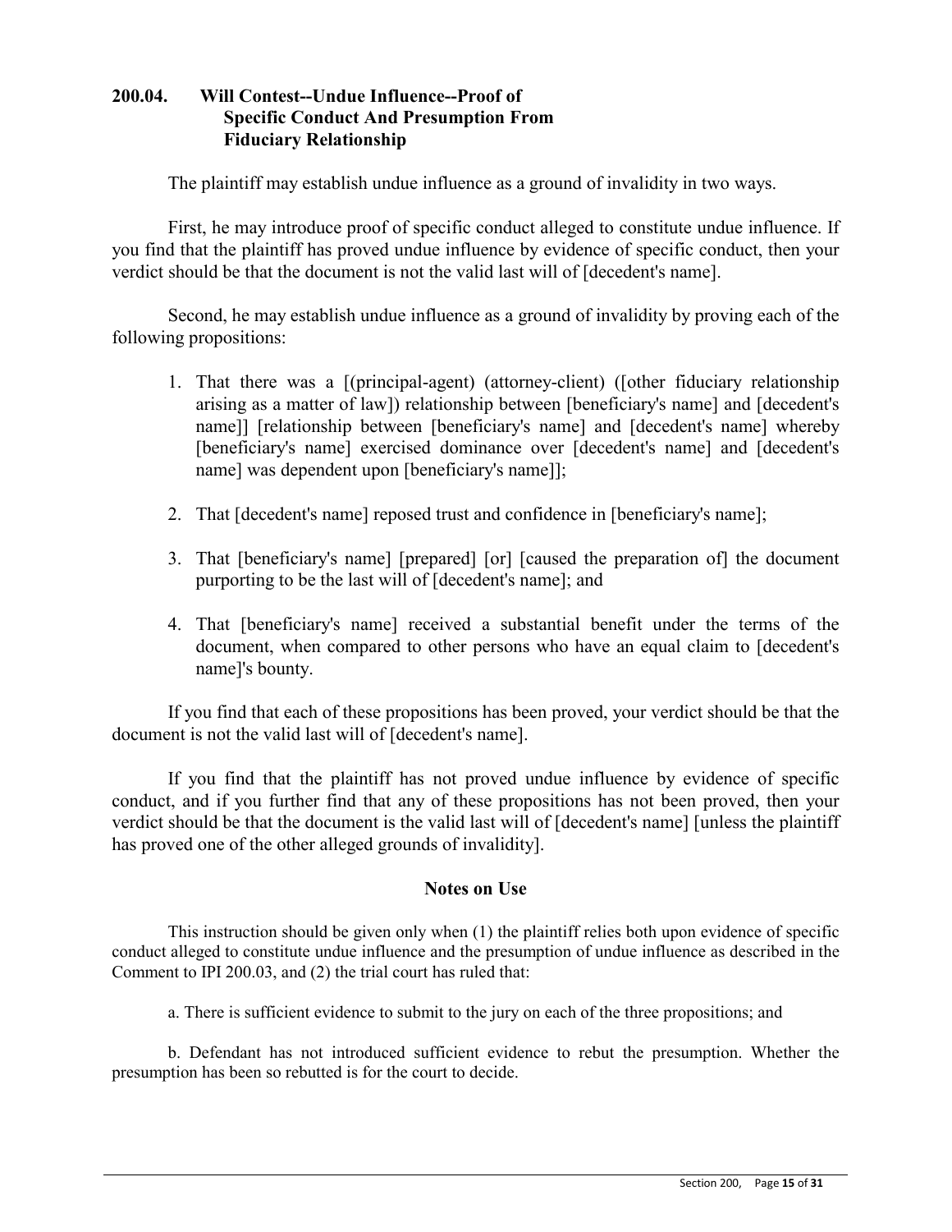### 200.04. Will Contest--Undue Influence--Proof of Specific Conduct And Presumption From Fiduciary Relationship

The plaintiff may establish undue influence as a ground of invalidity in two ways.

First, he may introduce proof of specific conduct alleged to constitute undue influence. If you find that the plaintiff has proved undue influence by evidence of specific conduct, then your verdict should be that the document is not the valid last will of [decedent's name].

Second, he may establish undue influence as a ground of invalidity by proving each of the following propositions:

1. That there was a [(principal-agent) (attorney-client) ([other fiduciary relationship arising as a matter of law]) relationship between [beneficiary's name] and [decedent's name]] [relationship between [beneficiary's name] and [decedent's name] whereby [beneficiary's name] exercised dominance over [decedent's name] and [decedent's name] was dependent upon [beneficiary's name]];
2. That [decedent's name] reposed trust and confidence in [beneficiary's name];
3. That [beneficiary's name] [prepared] [or] [caused the preparation of] the document purporting to be the last will of [decedent's name]; and
4. That [beneficiary's name] received a substantial benefit under the terms of the document, when compared to other persons who have an equal claim to [decedent's name]'s bounty.

If you find that each of these propositions has been proved, your verdict should be that the document is not the valid last will of [decedent's name].

If you find that the plaintiff has not proved undue influence by evidence of specific conduct, and if you further find that any of these propositions has not been proved, then your verdict should be that the document is the valid last will of [decedent's name] [unless the plaintiff has proved one of the other alleged grounds of invalidity].

#### Notes on Use

This instruction should be given only when (1) the plaintiff relies both upon evidence of specific conduct alleged to constitute undue influence and the presumption of undue influence as described in the Comment to IPI 200.03, and (2) the trial court has ruled that:

a. There is sufficient evidence to submit to the jury on each of the three propositions; and

b. Defendant has not introduced sufficient evidence to rebut the presumption. Whether the presumption has been so rebutted is for the court to decide.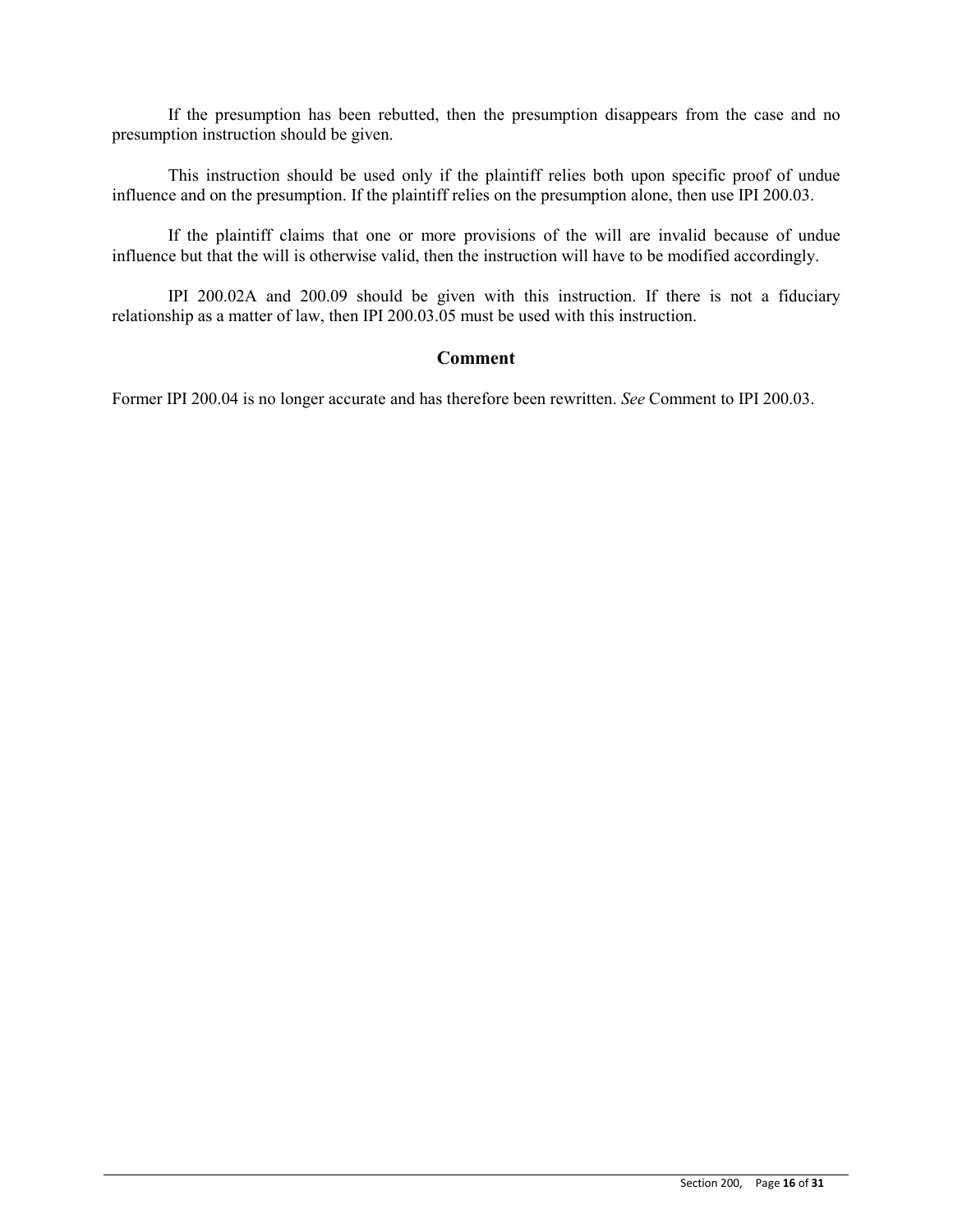If the presumption has been rebutted, then the presumption disappears from the case and no presumption instruction should be given.

This instruction should be used only if the plaintiff relies both upon specific proof of undue influence and on the presumption. If the plaintiff relies on the presumption alone, then use IPI 200.03.

If the plaintiff claims that one or more provisions of the will are invalid because of undue influence but that the will is otherwise valid, then the instruction will have to be modified accordingly.

IPI 200.02A and 200.09 should be given with this instruction. If there is not a fiduciary relationship as a matter of law, then IPI 200.03.05 must be used with this instruction.

## Comment

Former IPI 200.04 is no longer accurate and has therefore been rewritten. *See* Comment to IPI 200.03.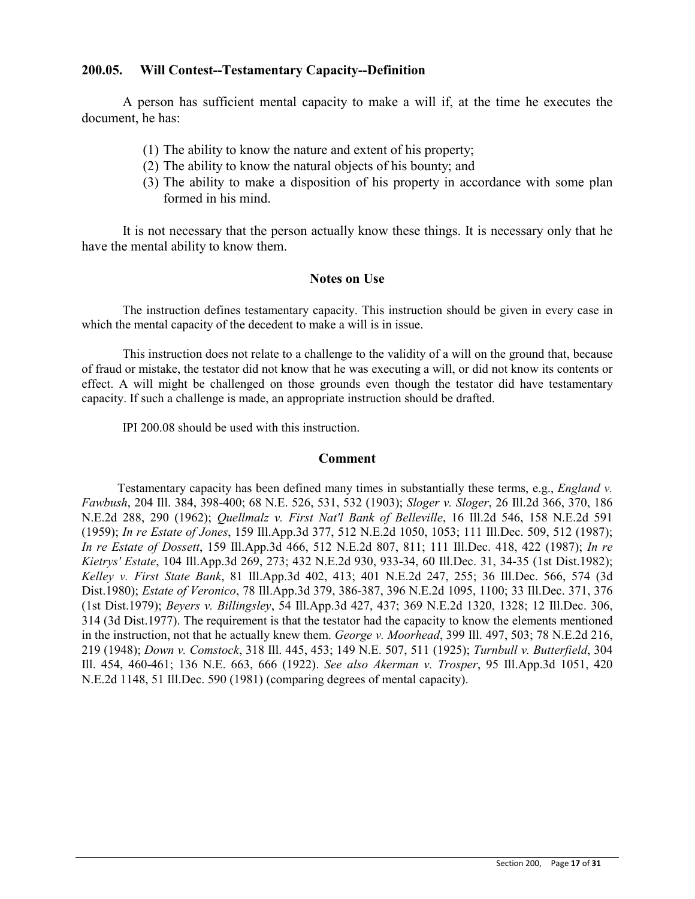## 200.05. Will Contest--Testamentary Capacity--Definition

A person has sufficient mental capacity to make a will if, at the time he executes the document, he has:

(1) The ability to know the nature and extent of his property;
(2) The ability to know the natural objects of his bounty; and
(3) The ability to make a disposition of his property in accordance with some plan formed in his mind.

It is not necessary that the person actually know these things. It is necessary only that he have the mental ability to know them.

### Notes on Use

The instruction defines testamentary capacity. This instruction should be given in every case in which the mental capacity of the decedent to make a will is in issue.

This instruction does not relate to a challenge to the validity of a will on the ground that, because of fraud or mistake, the testator did not know that he was executing a will, or did not know its contents or effect. A will might be challenged on those grounds even though the testator did have testamentary capacity. If such a challenge is made, an appropriate instruction should be drafted.

IPI 200.08 should be used with this instruction.

### Comment

Testamentary capacity has been defined many times in substantially these terms, e.g., *England v. Fawbush*, 204 Ill. 384, 398-400; 68 N.E. 526, 531, 532 (1903); *Sloger v. Sloger*, 26 Ill.2d 366, 370, 186 N.E.2d 288, 290 (1962); *Quellmalz v. First Nat'l Bank of Belleville*, 16 Ill.2d 546, 158 N.E.2d 591 (1959); *In re Estate of Jones*, 159 Ill.App.3d 377, 512 N.E.2d 1050, 1053; 111 Ill.Dec. 509, 512 (1987); *In re Estate of Dossett*, 159 Ill.App.3d 466, 512 N.E.2d 807, 811; 111 Ill.Dec. 418, 422 (1987); *In re Kietrys' Estate*, 104 Ill.App.3d 269, 273; 432 N.E.2d 930, 933-34, 60 Ill.Dec. 31, 34-35 (1st Dist.1982); *Kelley v. First State Bank*, 81 Ill.App.3d 402, 413; 401 N.E.2d 247, 255; 36 Ill.Dec. 566, 574 (3d Dist.1980); *Estate of Veronico*, 78 Ill.App.3d 379, 386-387, 396 N.E.2d 1095, 1100; 33 Ill.Dec. 371, 376 (1st Dist.1979); *Beyers v. Billingsley*, 54 Ill.App.3d 427, 437; 369 N.E.2d 1320, 1328; 12 Ill.Dec. 306, 314 (3d Dist.1977). The requirement is that the testator had the capacity to know the elements mentioned in the instruction, not that he actually knew them. *George v. Moorhead*, 399 Ill. 497, 503; 78 N.E.2d 216, 219 (1948); *Down v. Comstock*, 318 Ill. 445, 453; 149 N.E. 507, 511 (1925); *Turnbull v. Butterfield*, 304 Ill. 454, 460-461; 136 N.E. 663, 666 (1922). *See also Akerman v. Trosper*, 95 Ill.App.3d 1051, 420 N.E.2d 1148, 51 Ill.Dec. 590 (1981) (comparing degrees of mental capacity).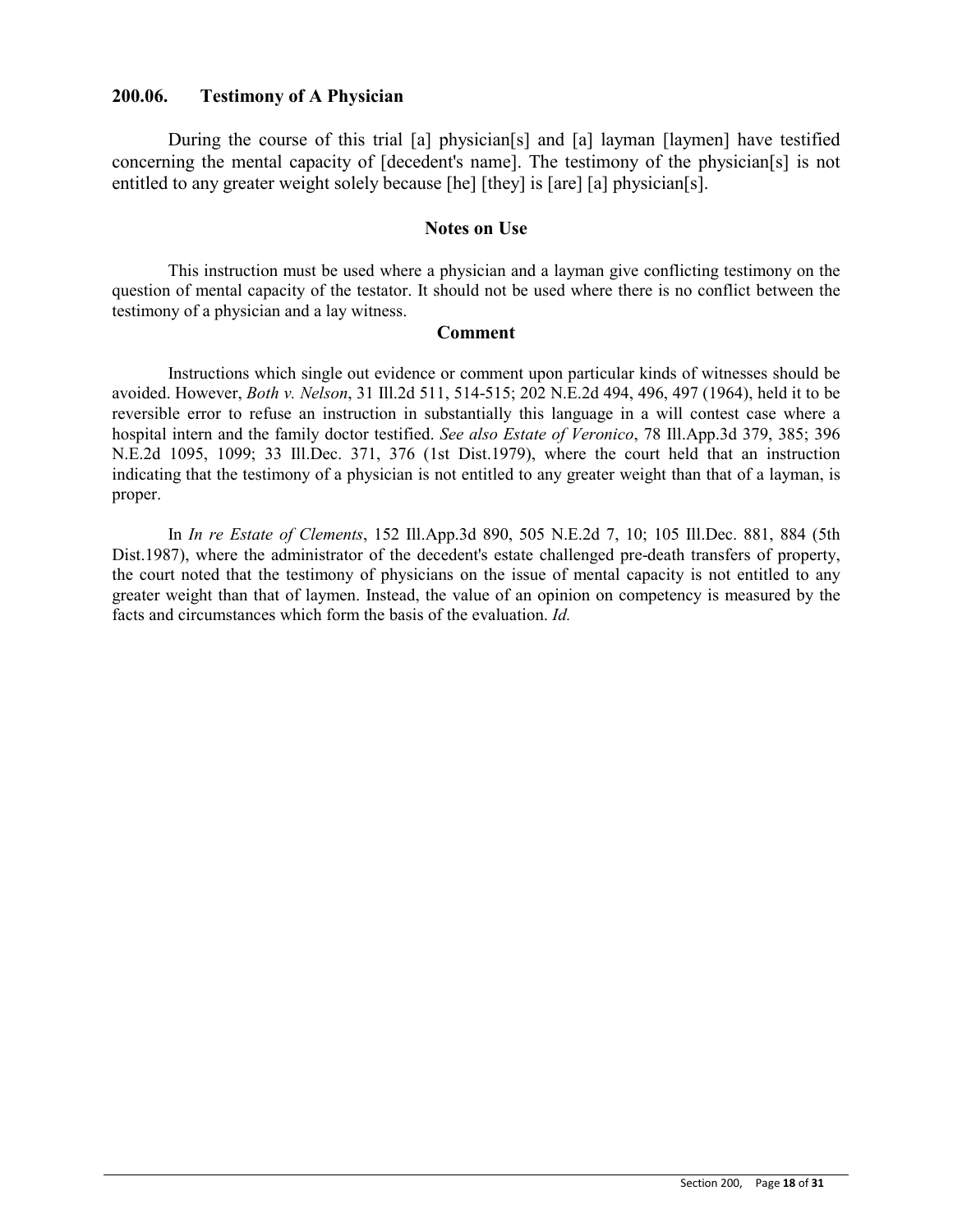## 200.06. Testimony of A Physician

During the course of this trial [a] physician[s] and [a] layman [laymen] have testified concerning the mental capacity of [decedent's name]. The testimony of the physician[s] is not entitled to any greater weight solely because [he] [they] is [are] [a] physician[s].

### Notes on Use

This instruction must be used where a physician and a layman give conflicting testimony on the question of mental capacity of the testator. It should not be used where there is no conflict between the testimony of a physician and a lay witness.

### Comment

Instructions which single out evidence or comment upon particular kinds of witnesses should be avoided. However, *Both v. Nelson*, 31 Ill.2d 511, 514-515; 202 N.E.2d 494, 496, 497 (1964), held it to be reversible error to refuse an instruction in substantially this language in a will contest case where a hospital intern and the family doctor testified. *See also Estate of Veronico*, 78 Ill.App.3d 379, 385; 396 N.E.2d 1095, 1099; 33 Ill.Dec. 371, 376 (1st Dist.1979), where the court held that an instruction indicating that the testimony of a physician is not entitled to any greater weight than that of a layman, is proper.

In *In re Estate of Clements*, 152 Ill.App.3d 890, 505 N.E.2d 7, 10; 105 Ill.Dec. 881, 884 (5th Dist.1987), where the administrator of the decedent's estate challenged pre-death transfers of property, the court noted that the testimony of physicians on the issue of mental capacity is not entitled to any greater weight than that of laymen. Instead, the value of an opinion on competency is measured by the facts and circumstances which form the basis of the evaluation. *Id.*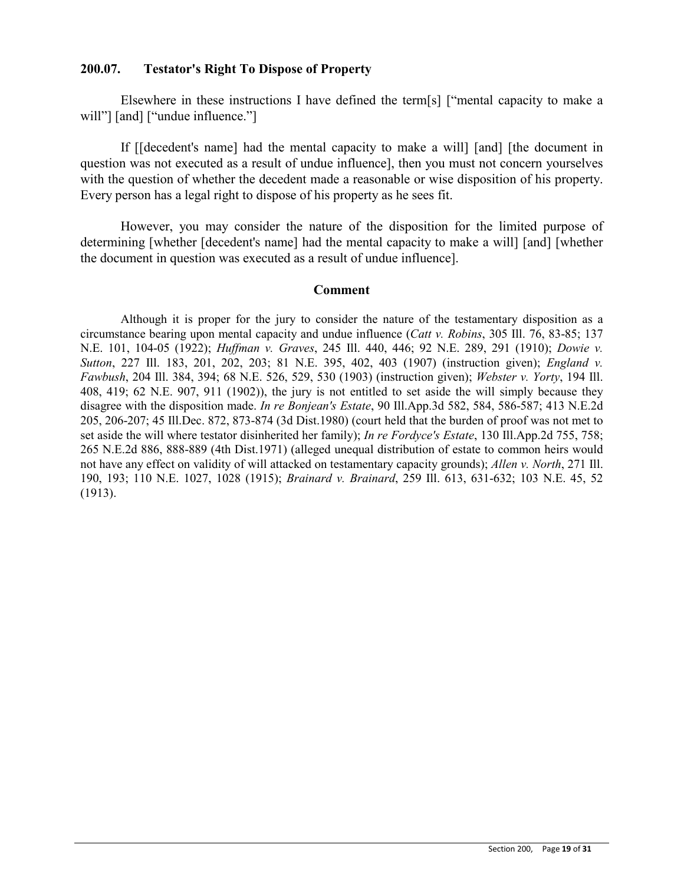## 200.07. Testator's Right To Dispose of Property

Elsewhere in these instructions I have defined the term[s] ["mental capacity to make a will"] [and] ["undue influence."]

If [[decedent's name] had the mental capacity to make a will] [and] [the document in question was not executed as a result of undue influence], then you must not concern yourselves with the question of whether the decedent made a reasonable or wise disposition of his property. Every person has a legal right to dispose of his property as he sees fit.

However, you may consider the nature of the disposition for the limited purpose of determining [whether [decedent's name] had the mental capacity to make a will] [and] [whether the document in question was executed as a result of undue influence].

### Comment

Although it is proper for the jury to consider the nature of the testamentary disposition as a circumstance bearing upon mental capacity and undue influence (*Catt v. Robins*, 305 Ill. 76, 83-85; 137 N.E. 101, 104-05 (1922); *Huffman v. Graves*, 245 Ill. 440, 446; 92 N.E. 289, 291 (1910); *Dowie v. Sutton*, 227 Ill. 183, 201, 202, 203; 81 N.E. 395, 402, 403 (1907) (instruction given); *England v. Fawbush*, 204 Ill. 384, 394; 68 N.E. 526, 529, 530 (1903) (instruction given); *Webster v. Yorty*, 194 Ill. 408, 419; 62 N.E. 907, 911 (1902)), the jury is not entitled to set aside the will simply because they disagree with the disposition made. *In re Bonjean's Estate*, 90 Ill.App.3d 582, 584, 586-587; 413 N.E.2d 205, 206-207; 45 Ill.Dec. 872, 873-874 (3d Dist.1980) (court held that the burden of proof was not met to set aside the will where testator disinherited her family); *In re Fordyce's Estate*, 130 Ill.App.2d 755, 758; 265 N.E.2d 886, 888-889 (4th Dist.1971) (alleged unequal distribution of estate to common heirs would not have any effect on validity of will attacked on testamentary capacity grounds); *Allen v. North*, 271 Ill. 190, 193; 110 N.E. 1027, 1028 (1915); *Brainard v. Brainard*, 259 Ill. 613, 631-632; 103 N.E. 45, 52 (1913).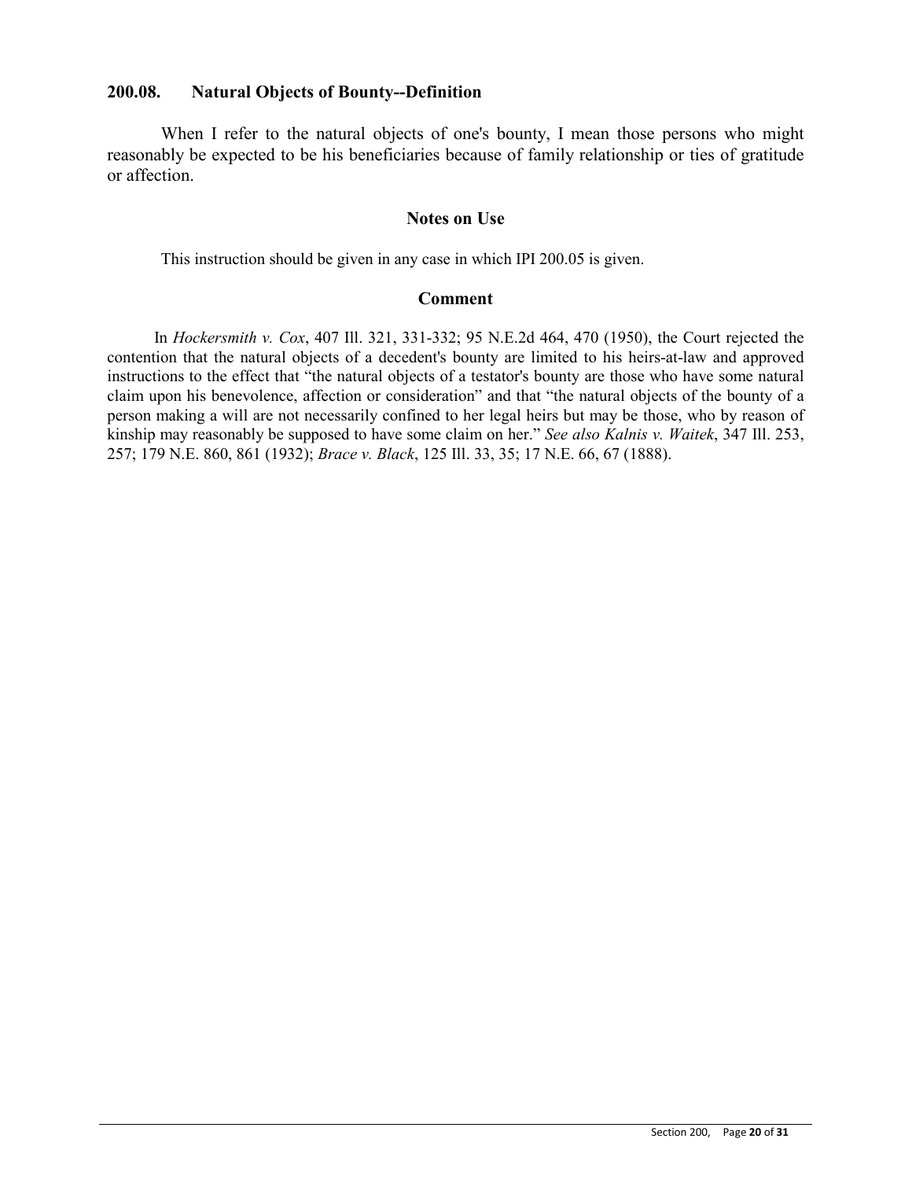## 200.08. Natural Objects of Bounty--Definition

When I refer to the natural objects of one's bounty, I mean those persons who might reasonably be expected to be his beneficiaries because of family relationship or ties of gratitude or affection.

### Notes on Use

This instruction should be given in any case in which IPI 200.05 is given.

### Comment

In *Hockersmith v. Cox*, 407 Ill. 321, 331-332; 95 N.E.2d 464, 470 (1950), the Court rejected the contention that the natural objects of a decedent's bounty are limited to his heirs-at-law and approved instructions to the effect that "the natural objects of a testator's bounty are those who have some natural claim upon his benevolence, affection or consideration" and that "the natural objects of the bounty of a person making a will are not necessarily confined to her legal heirs but may be those, who by reason of kinship may reasonably be supposed to have some claim on her." *See also Kalnis v. Waitek*, 347 Ill. 253, 257; 179 N.E. 860, 861 (1932); *Brace v. Black*, 125 Ill. 33, 35; 17 N.E. 66, 67 (1888).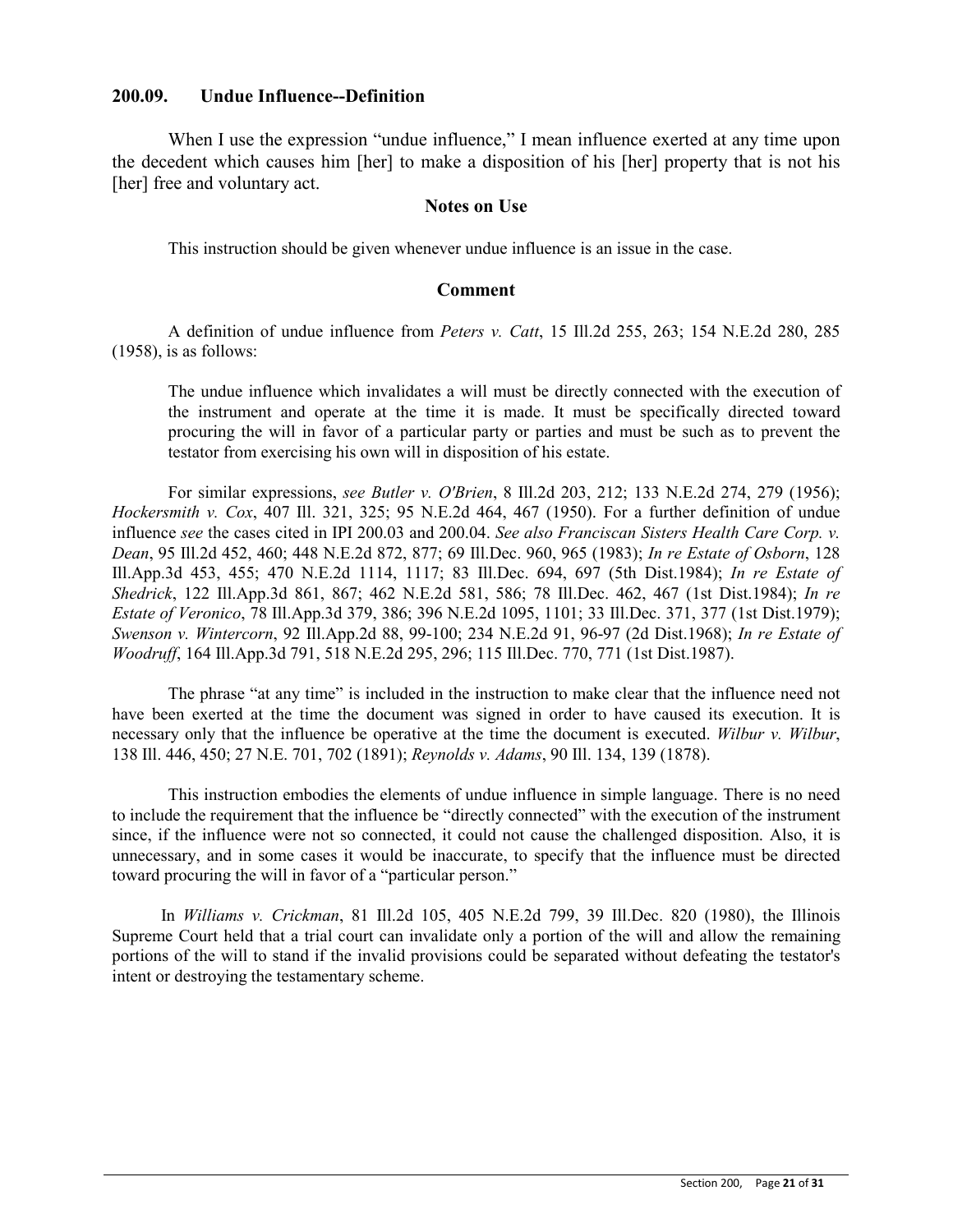## 200.09. Undue Influence--Definition

When I use the expression "undue influence," I mean influence exerted at any time upon the decedent which causes him [her] to make a disposition of his [her] property that is not his [her] free and voluntary act.

### Notes on Use

This instruction should be given whenever undue influence is an issue in the case.

### Comment

A definition of undue influence from *Peters v. Catt*, 15 Ill.2d 255, 263; 154 N.E.2d 280, 285 (1958), is as follows:

> The undue influence which invalidates a will must be directly connected with the execution of the instrument and operate at the time it is made. It must be specifically directed toward procuring the will in favor of a particular party or parties and must be such as to prevent the testator from exercising his own will in disposition of his estate.

For similar expressions, *see Butler v. O'Brien*, 8 Ill.2d 203, 212; 133 N.E.2d 274, 279 (1956); *Hockersmith v. Cox*, 407 Ill. 321, 325; 95 N.E.2d 464, 467 (1950). For a further definition of undue influence *see* the cases cited in IPI 200.03 and 200.04. *See also Franciscan Sisters Health Care Corp. v. Dean*, 95 Ill.2d 452, 460; 448 N.E.2d 872, 877; 69 Ill.Dec. 960, 965 (1983); *In re Estate of Osborn*, 128 Ill.App.3d 453, 455; 470 N.E.2d 1114, 1117; 83 Ill.Dec. 694, 697 (5th Dist.1984); *In re Estate of Shedrick*, 122 Ill.App.3d 861, 867; 462 N.E.2d 581, 586; 78 Ill.Dec. 462, 467 (1st Dist.1984); *In re Estate of Veronico*, 78 Ill.App.3d 379, 386; 396 N.E.2d 1095, 1101; 33 Ill.Dec. 371, 377 (1st Dist.1979); *Swenson v. Wintercorn*, 92 Ill.App.2d 88, 99-100; 234 N.E.2d 91, 96-97 (2d Dist.1968); *In re Estate of Woodruff*, 164 Ill.App.3d 791, 518 N.E.2d 295, 296; 115 Ill.Dec. 770, 771 (1st Dist.1987).

The phrase "at any time" is included in the instruction to make clear that the influence need not have been exerted at the time the document was signed in order to have caused its execution. It is necessary only that the influence be operative at the time the document is executed. *Wilbur v. Wilbur*, 138 Ill. 446, 450; 27 N.E. 701, 702 (1891); *Reynolds v. Adams*, 90 Ill. 134, 139 (1878).

This instruction embodies the elements of undue influence in simple language. There is no need to include the requirement that the influence be "directly connected" with the execution of the instrument since, if the influence were not so connected, it could not cause the challenged disposition. Also, it is unnecessary, and in some cases it would be inaccurate, to specify that the influence must be directed toward procuring the will in favor of a "particular person."

In *Williams v. Crickman*, 81 Ill.2d 105, 405 N.E.2d 799, 39 Ill.Dec. 820 (1980), the Illinois Supreme Court held that a trial court can invalidate only a portion of the will and allow the remaining portions of the will to stand if the invalid provisions could be separated without defeating the testator's intent or destroying the testamentary scheme.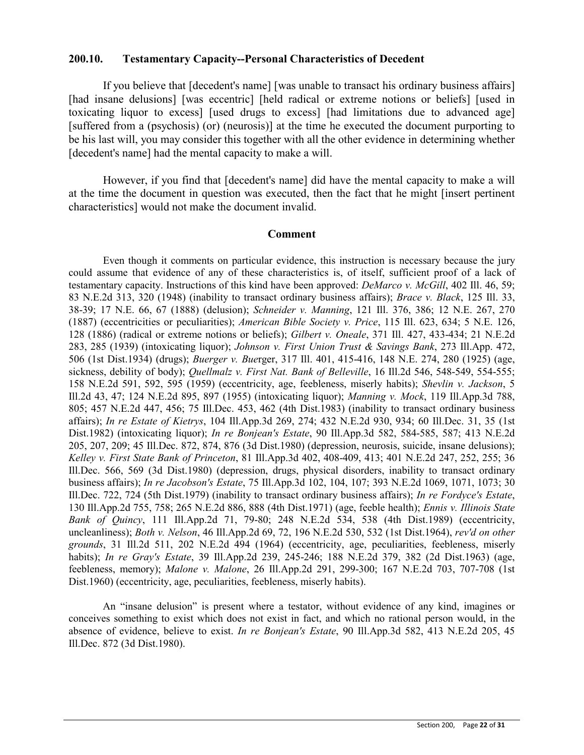## 200.10. Testamentary Capacity--Personal Characteristics of Decedent

If you believe that [decedent's name] [was unable to transact his ordinary business affairs] [had insane delusions] [was eccentric] [held radical or extreme notions or beliefs] [used intoxicating liquor to excess] [used drugs to excess] [had limitations due to advanced age] [suffered from a (psychosis) (or) (neurosis)] at the time he executed the document purporting to be his last will, you may consider this together with all the other evidence in determining whether [decedent's name] had the mental capacity to make a will.

However, if you find that [decedent's name] did have the mental capacity to make a will at the time the document in question was executed, then the fact that he might [insert pertinent characteristics] would not make the document invalid.

### Comment

Even though it comments on particular evidence, this instruction is necessary because the jury could assume that evidence of any of these characteristics is, of itself, sufficient proof of a lack of testamentary capacity. Instructions of this kind have been approved: *DeMarco v. McGill*, 402 Ill. 46, 59; 83 N.E.2d 313, 320 (1948) (inability to transact ordinary business affairs); *Brace v. Black*, 125 Ill. 33, 38-39; 17 N.E. 66, 67 (1888) (delusion); *Schneider v. Manning*, 121 Ill. 376, 386; 12 N.E. 267, 270 (1887) (eccentricities or peculiarities); *American Bible Society v. Price*, 115 Ill. 623, 634; 5 N.E. 126, 128 (1886) (radical or extreme notions or beliefs); *Gilbert v. Oneale*, 371 Ill. 427, 433-434; 21 N.E.2d 283, 285 (1939) (intoxicating liquor); *Johnson v. First Union Trust & Savings Bank*, 273 Ill.App. 472, 506 (1st Dist.1934) (drugs); *Buerger v. Bue*rger, 317 Ill. 401, 415-416, 148 N.E. 274, 280 (1925) (age, sickness, debility of body); *Quellmalz v. First Nat. Bank of Belleville*, 16 Ill.2d 546, 548-549, 554-555; 158 N.E.2d 591, 592, 595 (1959) (eccentricity, age, feebleness, miserly habits); *Shevlin v. Jackson*, 5 Ill.2d 43, 47; 124 N.E.2d 895, 897 (1955) (intoxicating liquor); *Manning v. Mock*, 119 Ill.App.3d 788, 805; 457 N.E.2d 447, 456; 75 Ill.Dec. 453, 462 (4th Dist.1983) (inability to transact ordinary business affairs); *In re Estate of Kietrys*, 104 Ill.App.3d 269, 274; 432 N.E.2d 930, 934; 60 Ill.Dec. 31, 35 (1st Dist.1982) (intoxicating liquor); *In re Bonjean's Estate*, 90 Ill.App.3d 582, 584-585, 587; 413 N.E.2d 205, 207, 209; 45 Ill.Dec. 872, 874, 876 (3d Dist.1980) (depression, neurosis, suicide, insane delusions); *Kelley v. First State Bank of Princeton*, 81 Ill.App.3d 402, 408-409, 413; 401 N.E.2d 247, 252, 255; 36 Ill.Dec. 566, 569 (3d Dist.1980) (depression, drugs, physical disorders, inability to transact ordinary business affairs); *In re Jacobson's Estate*, 75 Ill.App.3d 102, 104, 107; 393 N.E.2d 1069, 1071, 1073; 30 Ill.Dec. 722, 724 (5th Dist.1979) (inability to transact ordinary business affairs); *In re Fordyce's Estate*, 130 Ill.App.2d 755, 758; 265 N.E.2d 886, 888 (4th Dist.1971) (age, feeble health); *Ennis v. Illinois State Bank of Quincy*, 111 Ill.App.2d 71, 79-80; 248 N.E.2d 534, 538 (4th Dist.1989) (eccentricity, uncleanliness); *Both v. Nelson*, 46 Ill.App.2d 69, 72, 196 N.E.2d 530, 532 (1st Dist.1964), *rev'd on other grounds*, 31 Ill.2d 511, 202 N.E.2d 494 (1964) (eccentricity, age, peculiarities, feebleness, miserly habits); *In re Gray's Estate*, 39 Ill.App.2d 239, 245-246; 188 N.E.2d 379, 382 (2d Dist.1963) (age, feebleness, memory); *Malone v. Malone*, 26 Ill.App.2d 291, 299-300; 167 N.E.2d 703, 707-708 (1st Dist.1960) (eccentricity, age, peculiarities, feebleness, miserly habits).

An "insane delusion" is present where a testator, without evidence of any kind, imagines or conceives something to exist which does not exist in fact, and which no rational person would, in the absence of evidence, believe to exist. *In re Bonjean's Estate*, 90 Ill.App.3d 582, 413 N.E.2d 205, 45 Ill.Dec. 872 (3d Dist.1980).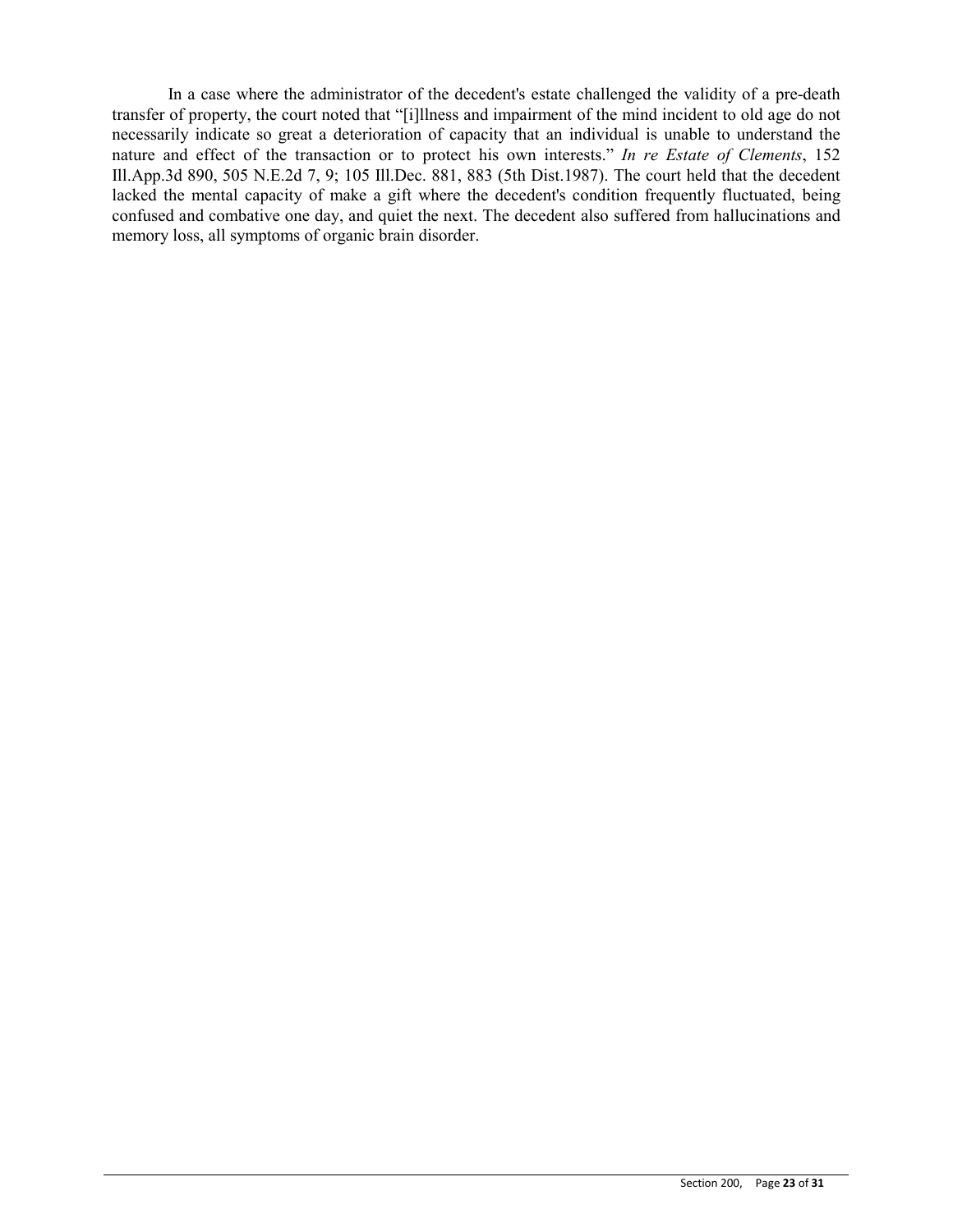In a case where the administrator of the decedent's estate challenged the validity of a pre-death transfer of property, the court noted that "[i]llness and impairment of the mind incident to old age do not necessarily indicate so great a deterioration of capacity that an individual is unable to understand the nature and effect of the transaction or to protect his own interests." *In re Estate of Clements*, 152 Ill.App.3d 890, 505 N.E.2d 7, 9; 105 Ill.Dec. 881, 883 (5th Dist.1987). The court held that the decedent lacked the mental capacity of make a gift where the decedent's condition frequently fluctuated, being confused and combative one day, and quiet the next. The decedent also suffered from hallucinations and memory loss, all symptoms of organic brain disorder.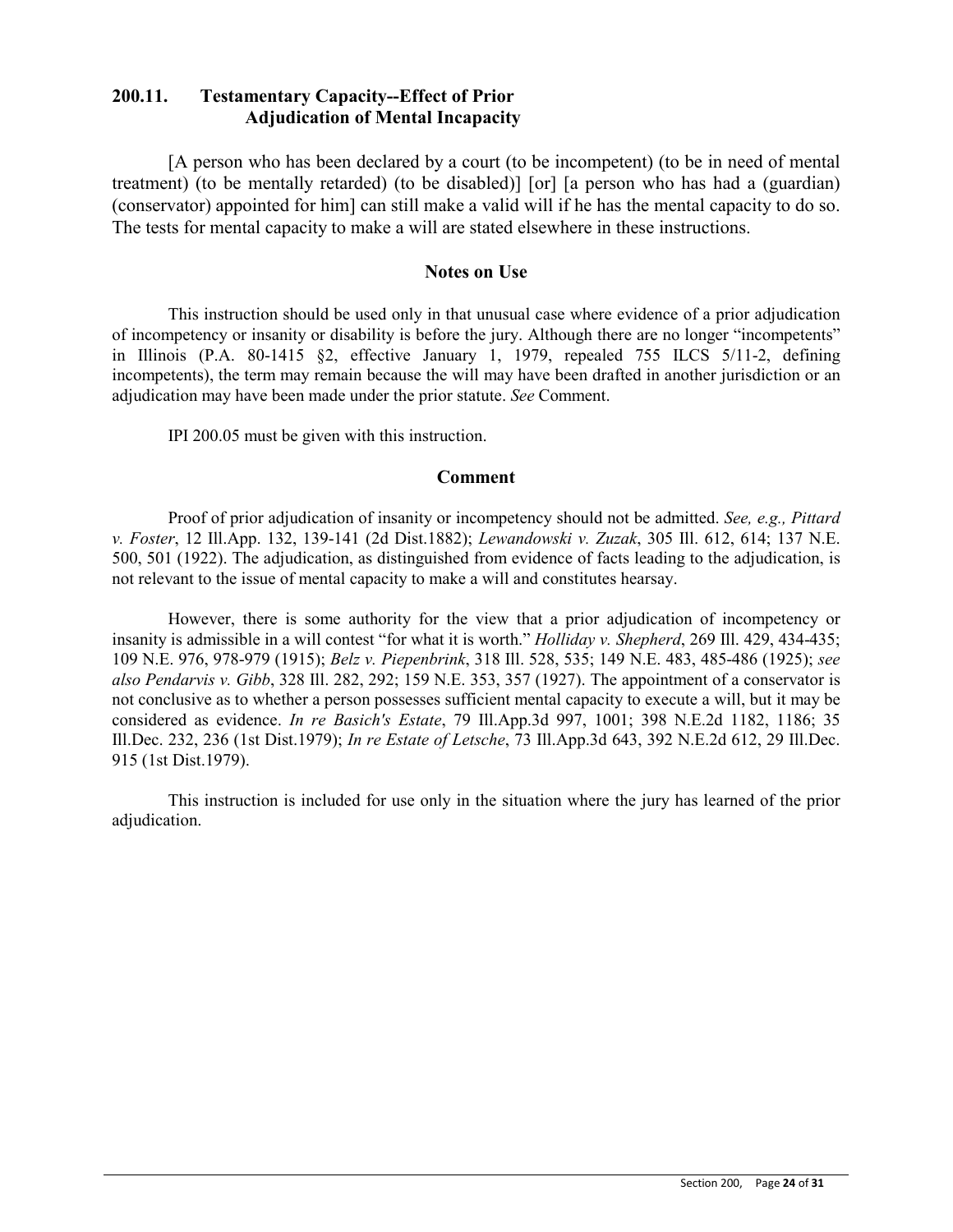## 200.11. Testamentary Capacity--Effect of Prior Adjudication of Mental Incapacity

[A person who has been declared by a court (to be incompetent) (to be in need of mental treatment) (to be mentally retarded) (to be disabled)] [or] [a person who has had a (guardian) (conservator) appointed for him] can still make a valid will if he has the mental capacity to do so. The tests for mental capacity to make a will are stated elsewhere in these instructions.

### Notes on Use

This instruction should be used only in that unusual case where evidence of a prior adjudication of incompetency or insanity or disability is before the jury. Although there are no longer "incompetents" in Illinois (P.A. 80-1415 §2, effective January 1, 1979, repealed 755 ILCS 5/11-2, defining incompetents), the term may remain because the will may have been drafted in another jurisdiction or an adjudication may have been made under the prior statute. *See* Comment.

IPI 200.05 must be given with this instruction.

### Comment

Proof of prior adjudication of insanity or incompetency should not be admitted. *See, e.g., Pittard v. Foster*, 12 Ill.App. 132, 139-141 (2d Dist.1882); *Lewandowski v. Zuzak*, 305 Ill. 612, 614; 137 N.E. 500, 501 (1922). The adjudication, as distinguished from evidence of facts leading to the adjudication, is not relevant to the issue of mental capacity to make a will and constitutes hearsay.

However, there is some authority for the view that a prior adjudication of incompetency or insanity is admissible in a will contest "for what it is worth." *Holliday v. Shepherd*, 269 Ill. 429, 434-435; 109 N.E. 976, 978-979 (1915); *Belz v. Piepenbrink*, 318 Ill. 528, 535; 149 N.E. 483, 485-486 (1925); *see also Pendarvis v. Gibb*, 328 Ill. 282, 292; 159 N.E. 353, 357 (1927). The appointment of a conservator is not conclusive as to whether a person possesses sufficient mental capacity to execute a will, but it may be considered as evidence. *In re Basich's Estate*, 79 Ill.App.3d 997, 1001; 398 N.E.2d 1182, 1186; 35 Ill.Dec. 232, 236 (1st Dist.1979); *In re Estate of Letsche*, 73 Ill.App.3d 643, 392 N.E.2d 612, 29 Ill.Dec. 915 (1st Dist.1979).

This instruction is included for use only in the situation where the jury has learned of the prior adjudication.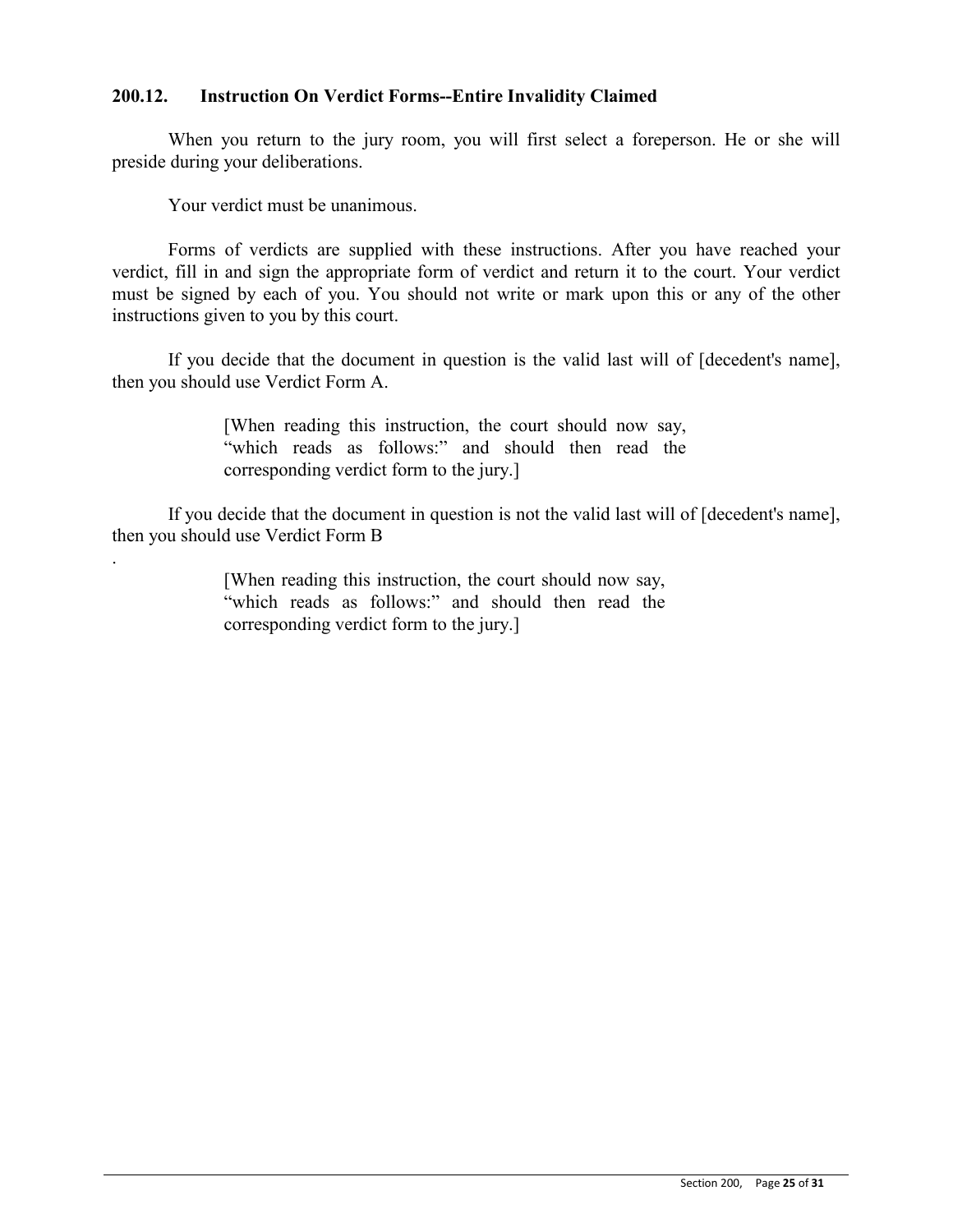### 200.12. Instruction On Verdict Forms--Entire Invalidity Claimed

When you return to the jury room, you will first select a foreperson. He or she will preside during your deliberations.

Your verdict must be unanimous.

Forms of verdicts are supplied with these instructions. After you have reached your verdict, fill in and sign the appropriate form of verdict and return it to the court. Your verdict must be signed by each of you. You should not write or mark upon this or any of the other instructions given to you by this court.

If you decide that the document in question is the valid last will of [decedent's name], then you should use Verdict Form A.

> [When reading this instruction, the court should now say, "which reads as follows:" and should then read the corresponding verdict form to the jury.]

If you decide that the document in question is not the valid last will of [decedent's name], then you should use Verdict Form B

.

> [When reading this instruction, the court should now say, "which reads as follows:" and should then read the corresponding verdict form to the jury.]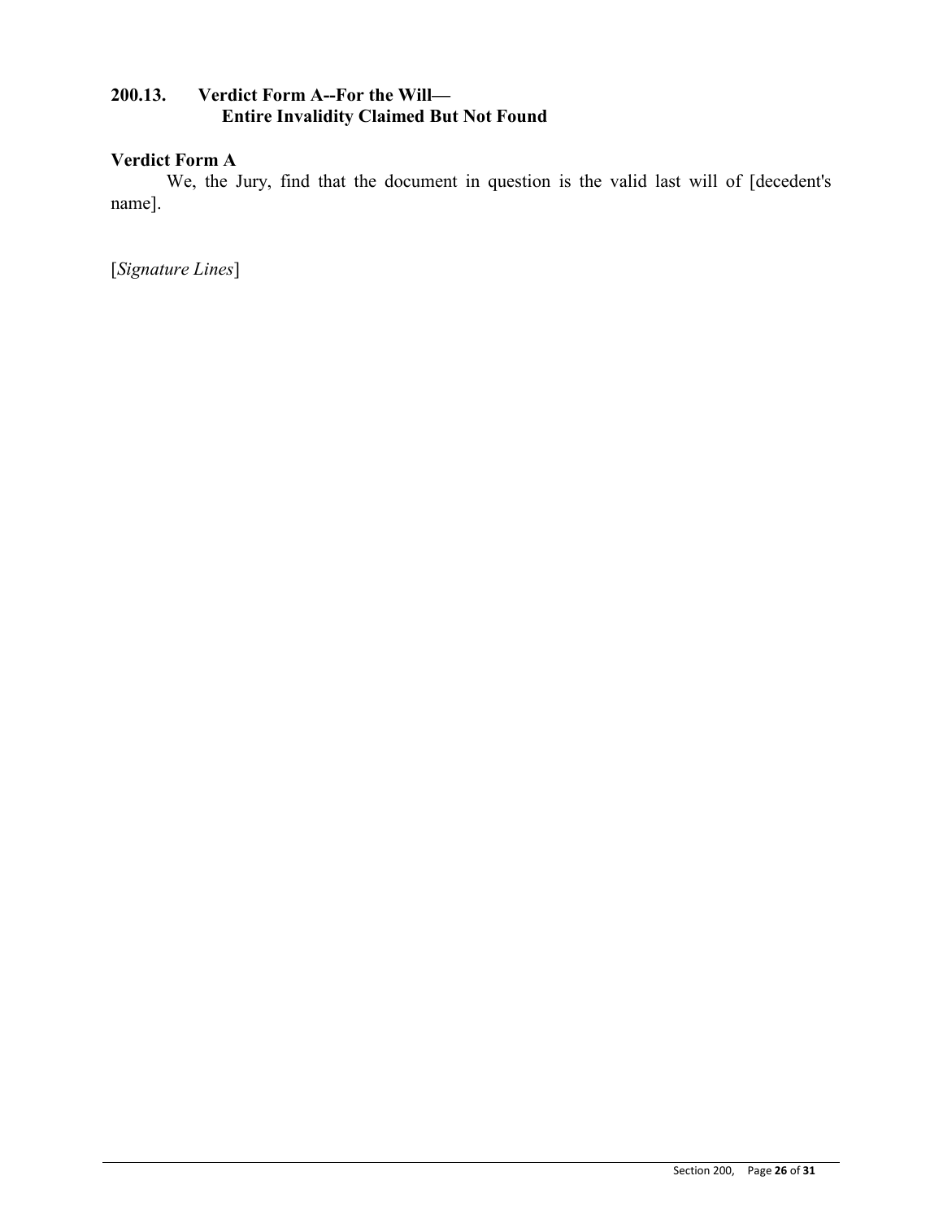## 200.13. Verdict Form A--For the Will— Entire Invalidity Claimed But Not Found

**Verdict Form A**

We, the Jury, find that the document in question is the valid last will of [decedent's name].

[*Signature Lines*]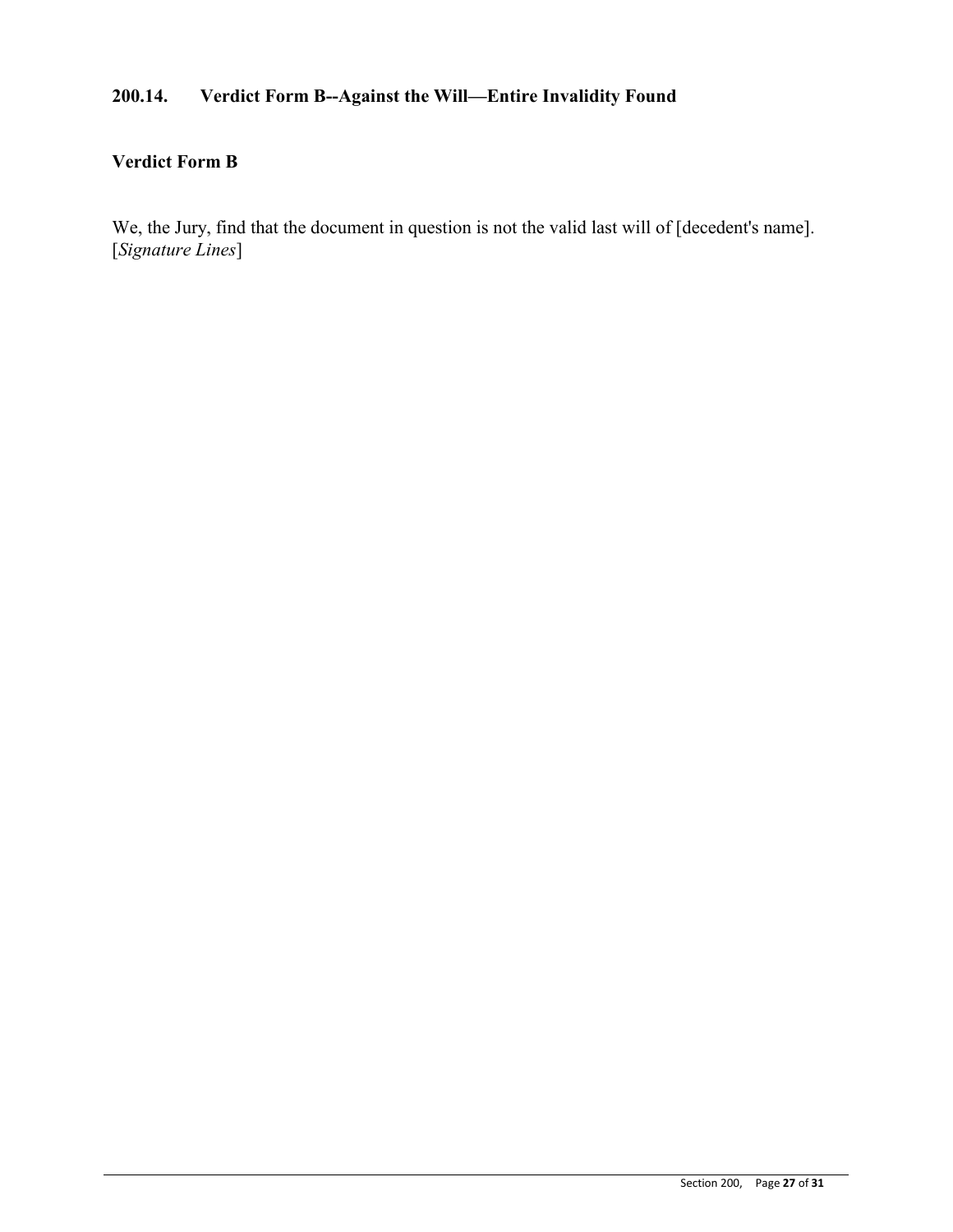### 200.14. Verdict Form B--Against the Will—Entire Invalidity Found

**Verdict Form B**

We, the Jury, find that the document in question is not the valid last will of [decedent's name].
[*Signature Lines*]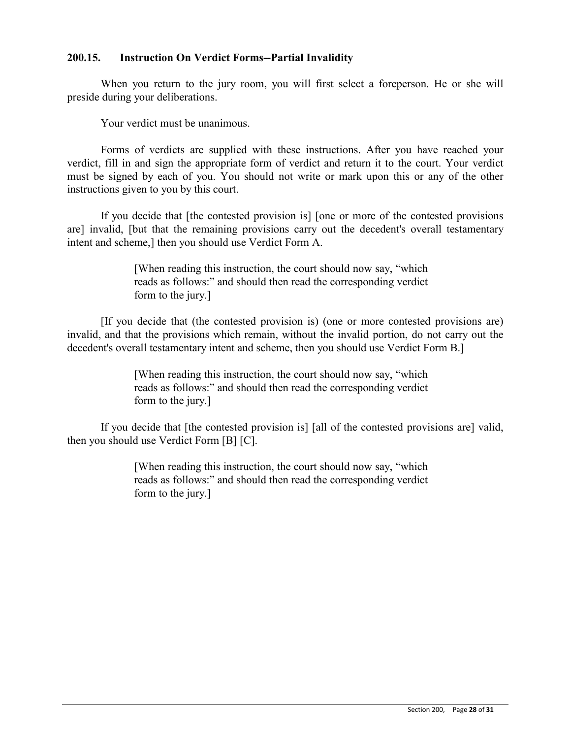### 200.15. Instruction On Verdict Forms--Partial Invalidity

When you return to the jury room, you will first select a foreperson. He or she will preside during your deliberations.

Your verdict must be unanimous.

Forms of verdicts are supplied with these instructions. After you have reached your verdict, fill in and sign the appropriate form of verdict and return it to the court. Your verdict must be signed by each of you. You should not write or mark upon this or any of the other instructions given to you by this court.

If you decide that [the contested provision is] [one or more of the contested provisions are] invalid, [but that the remaining provisions carry out the decedent's overall testamentary intent and scheme,] then you should use Verdict Form A.

> [When reading this instruction, the court should now say, "which reads as follows:" and should then read the corresponding verdict form to the jury.]

[If you decide that (the contested provision is) (one or more contested provisions are) invalid, and that the provisions which remain, without the invalid portion, do not carry out the decedent's overall testamentary intent and scheme, then you should use Verdict Form B.]

> [When reading this instruction, the court should now say, "which reads as follows:" and should then read the corresponding verdict form to the jury.]

If you decide that [the contested provision is] [all of the contested provisions are] valid, then you should use Verdict Form [B] [C].

> [When reading this instruction, the court should now say, "which reads as follows:" and should then read the corresponding verdict form to the jury.]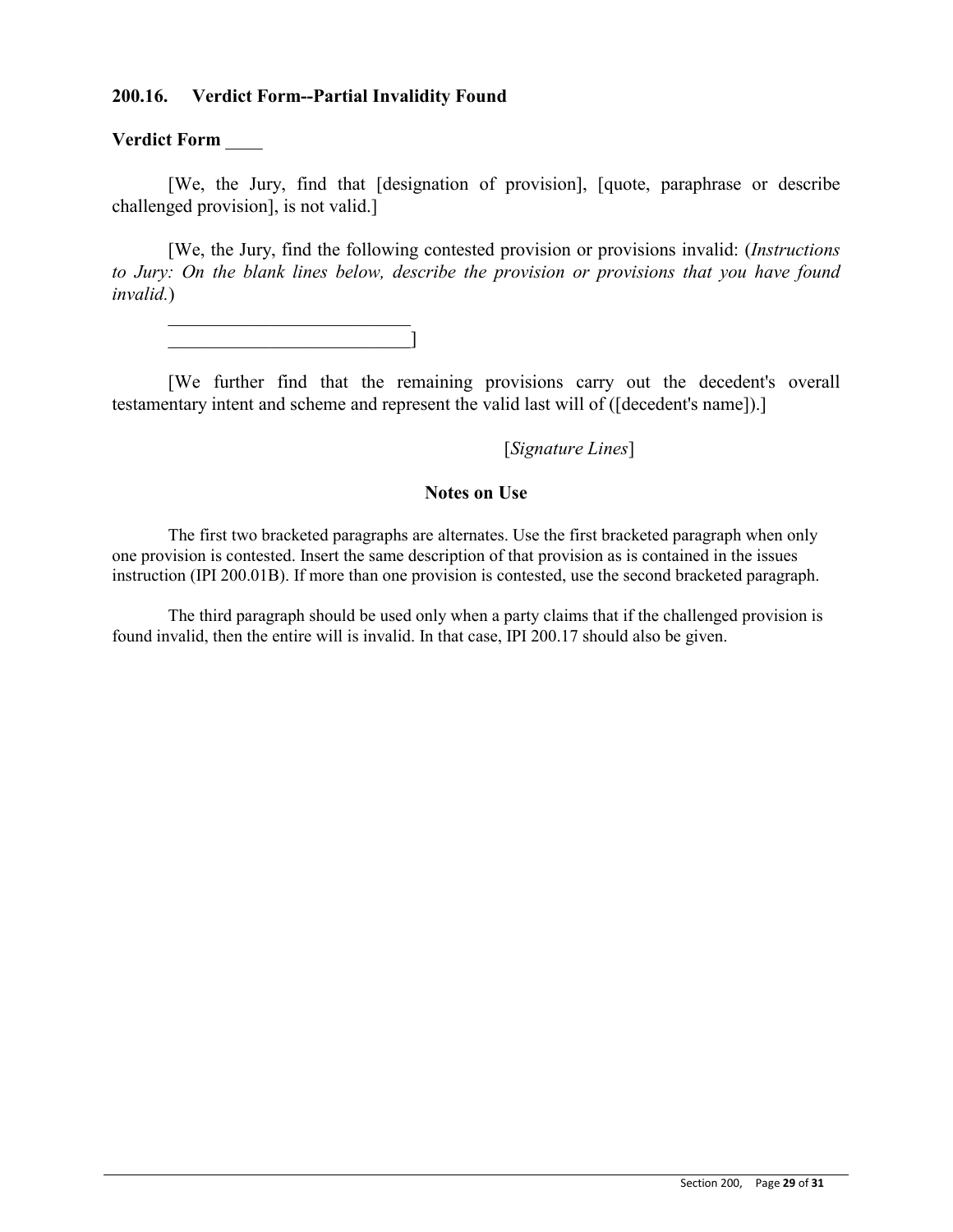### 200.16. Verdict Form--Partial Invalidity Found

**Verdict Form \_\_\_\_**

[We, the Jury, find that [designation of provision], [quote, paraphrase or describe challenged provision], is not valid.]

[We, the Jury, find the following contested provision or provisions invalid: (*Instructions to Jury: On the blank lines below, describe the provision or provisions that you have found invalid.*)

\_\_\_\_\_\_\_\_\_\_\_\_\_\_\_\_\_\_\_\_\_\_\_\_\_\_\_
\_\_\_\_\_\_\_\_\_\_\_\_\_\_\_\_\_\_\_\_\_\_\_\_\_\_\_]

[We further find that the remaining provisions carry out the decedent's overall testamentary intent and scheme and represent the valid last will of ([decedent's name]).]

[*Signature Lines*]

#### Notes on Use

The first two bracketed paragraphs are alternates. Use the first bracketed paragraph when only one provision is contested. Insert the same description of that provision as is contained in the issues instruction (IPI 200.01B). If more than one provision is contested, use the second bracketed paragraph.

The third paragraph should be used only when a party claims that if the challenged provision is found invalid, then the entire will is invalid. In that case, IPI 200.17 should also be given.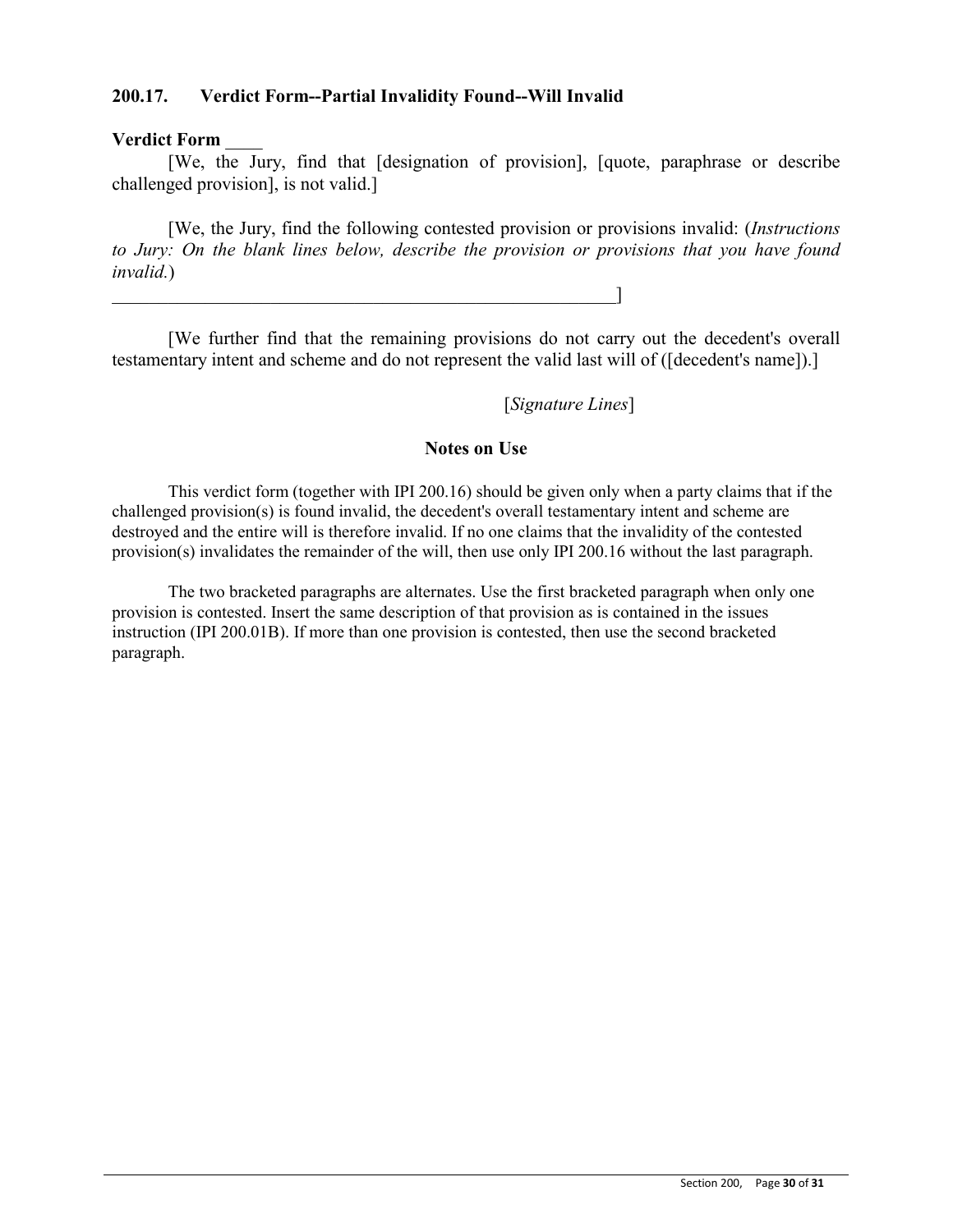### 200.17. Verdict Form--Partial Invalidity Found--Will Invalid

**Verdict Form ____**

[We, the Jury, find that [designation of provision], [quote, paraphrase or describe challenged provision], is not valid.]

[We, the Jury, find the following contested provision or provisions invalid: (*Instructions to Jury: On the blank lines below, describe the provision or provisions that you have found invalid.*)

________________________________________________________]

[We further find that the remaining provisions do not carry out the decedent's overall testamentary intent and scheme and do not represent the valid last will of ([decedent's name]).]

[*Signature Lines*]

**Notes on Use**

This verdict form (together with IPI 200.16) should be given only when a party claims that if the challenged provision(s) is found invalid, the decedent's overall testamentary intent and scheme are destroyed and the entire will is therefore invalid. If no one claims that the invalidity of the contested provision(s) invalidates the remainder of the will, then use only IPI 200.16 without the last paragraph.

The two bracketed paragraphs are alternates. Use the first bracketed paragraph when only one provision is contested. Insert the same description of that provision as is contained in the issues instruction (IPI 200.01B). If more than one provision is contested, then use the second bracketed paragraph.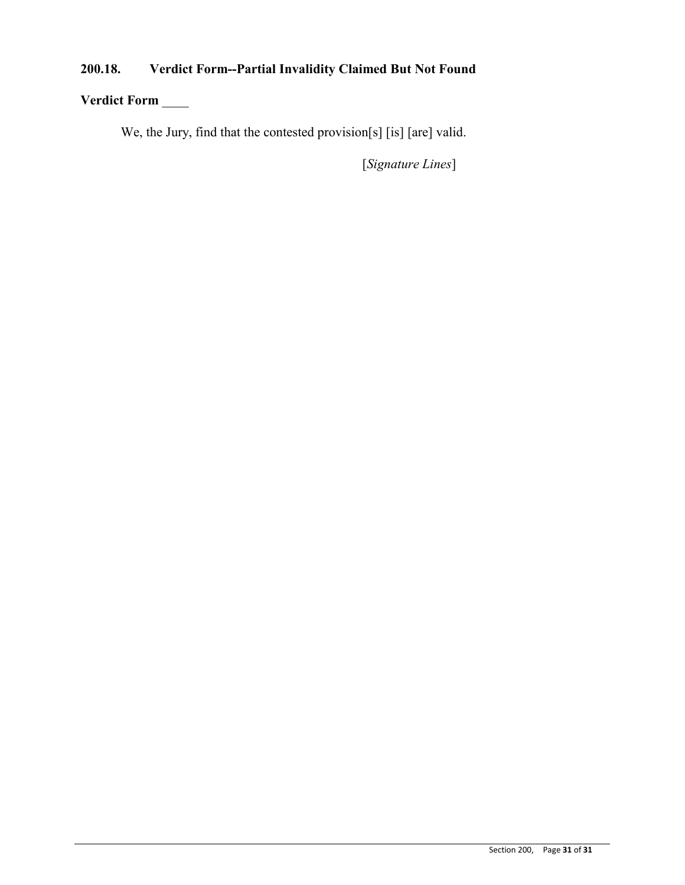## 200.18. Verdict Form--Partial Invalidity Claimed But Not Found

**Verdict Form ____**

We, the Jury, find that the contested provision[s] [is] [are] valid.

[*Signature Lines*]